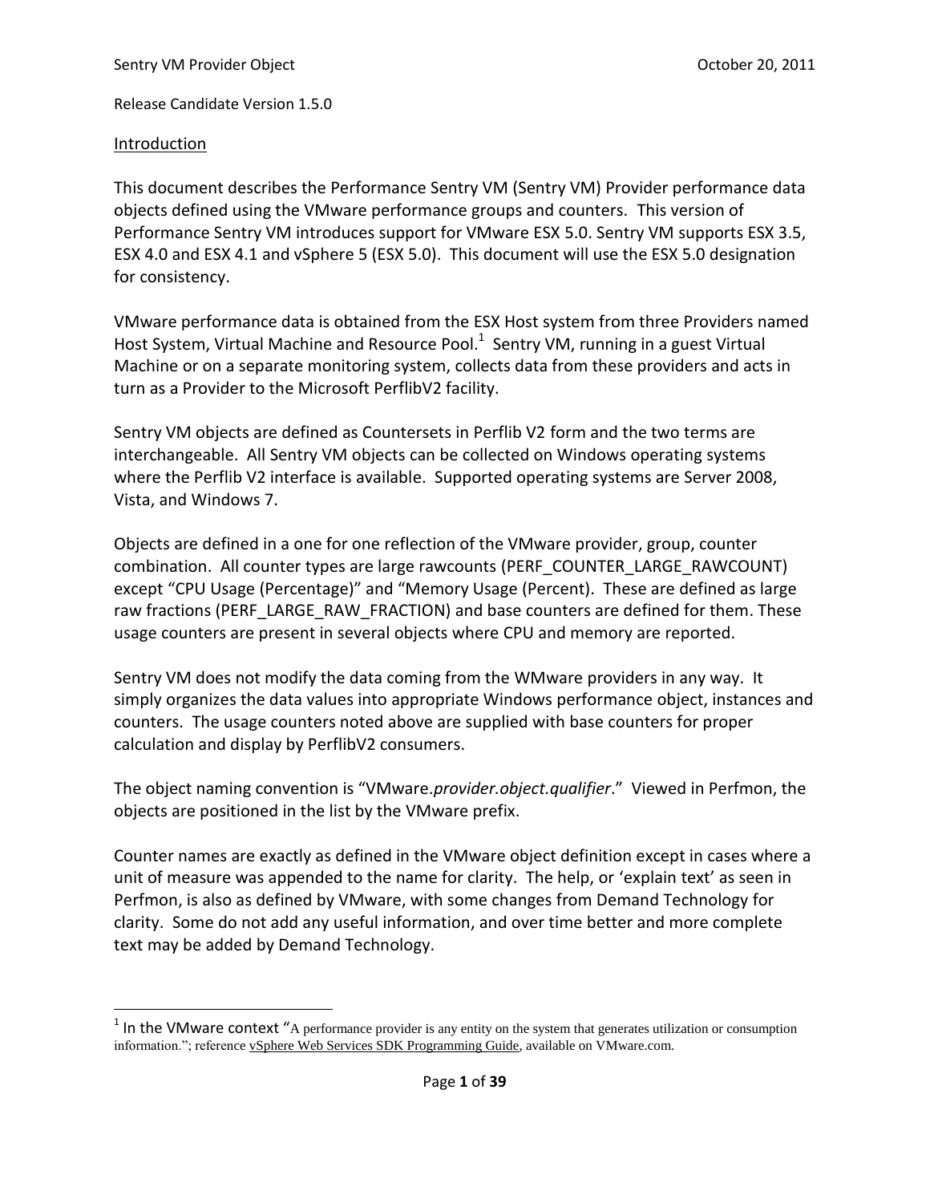Sentry VM Provider Object

October 20, 2011

Release Candidate Version 1.5.0

## Introduction

This document describes the Performance Sentry VM (Sentry VM) Provider performance data objects defined using the VMware performance groups and counters. This version of Performance Sentry VM introduces support for VMware ESX 5.0. Sentry VM supports ESX 3.5, ESX 4.0 and ESX 4.1 and vSphere 5 (ESX 5.0). This document will use the ESX 5.0 designation for consistency.

VMware performance data is obtained from the ESX Host system from three Providers named Host System, Virtual Machine and Resource Pool.[1] Sentry VM, running in a guest Virtual Machine or on a separate monitoring system, collects data from these providers and acts in turn as a Provider to the Microsoft PerflibV2 facility.

Sentry VM objects are defined as Countersets in Perflib V2 form and the two terms are interchangeable. All Sentry VM objects can be collected on Windows operating systems where the Perflib V2 interface is available. Supported operating systems are Server 2008, Vista, and Windows 7.

Objects are defined in a one for one reflection of the VMware provider, group, counter combination. All counter types are large rawcounts (PERF_COUNTER_LARGE_RAWCOUNT) except "CPU Usage (Percentage)" and "Memory Usage (Percent). These are defined as large raw fractions (PERF_LARGE_RAW_FRACTION) and base counters are defined for them. These usage counters are present in several objects where CPU and memory are reported.

Sentry VM does not modify the data coming from the WMware providers in any way. It simply organizes the data values into appropriate Windows performance object, instances and counters. The usage counters noted above are supplied with base counters for proper calculation and display by PerflibV2 consumers.

The object naming convention is "VMware.*provider.object.qualifier*." Viewed in Perfmon, the objects are positioned in the list by the VMware prefix.

Counter names are exactly as defined in the VMware object definition except in cases where a unit of measure was appended to the name for clarity. The help, or 'explain text' as seen in Perfmon, is also as defined by VMware, with some changes from Demand Technology for clarity. Some do not add any useful information, and over time better and more complete text may be added by Demand Technology.

---

[1] In the VMware context "A performance provider is any entity on the system that generates utilization or consumption information."; reference vSphere Web Services SDK Programming Guide, available on VMware.com.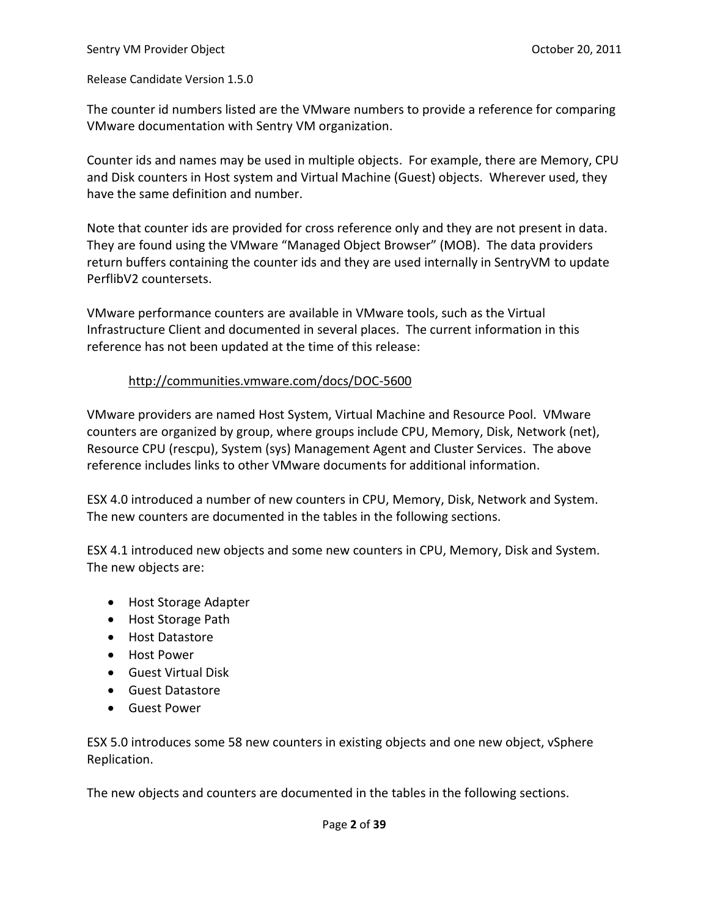The counter id numbers listed are the VMware numbers to provide a reference for comparing VMware documentation with Sentry VM organization.

Counter ids and names may be used in multiple objects. For example, there are Memory, CPU and Disk counters in Host system and Virtual Machine (Guest) objects. Wherever used, they have the same definition and number.

Note that counter ids are provided for cross reference only and they are not present in data. They are found using the VMware "Managed Object Browser" (MOB). The data providers return buffers containing the counter ids and they are used internally in SentryVM to update PerflibV2 countersets.

VMware performance counters are available in VMware tools, such as the Virtual Infrastructure Client and documented in several places. The current information in this reference has not been updated at the time of this release:

http://communities.vmware.com/docs/DOC-5600

VMware providers are named Host System, Virtual Machine and Resource Pool. VMware counters are organized by group, where groups include CPU, Memory, Disk, Network (net), Resource CPU (rescpu), System (sys) Management Agent and Cluster Services. The above reference includes links to other VMware documents for additional information.

ESX 4.0 introduced a number of new counters in CPU, Memory, Disk, Network and System. The new counters are documented in the tables in the following sections.

ESX 4.1 introduced new objects and some new counters in CPU, Memory, Disk and System. The new objects are:

- Host Storage Adapter
- Host Storage Path
- Host Datastore
- Host Power
- Guest Virtual Disk
- Guest Datastore
- Guest Power

ESX 5.0 introduces some 58 new counters in existing objects and one new object, vSphere Replication.

The new objects and counters are documented in the tables in the following sections.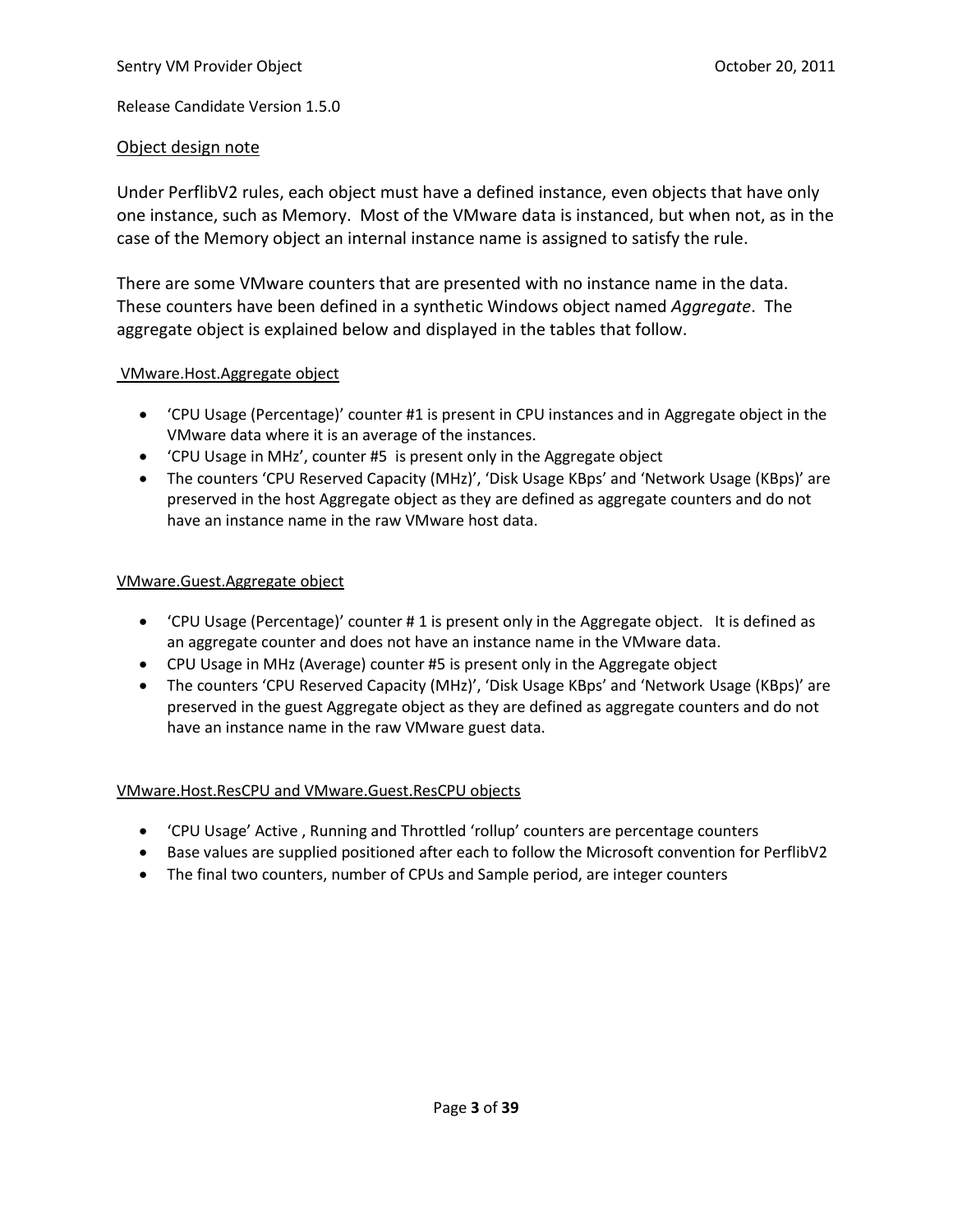Release Candidate Version 1.5.0

## Object design note

Under PerflibV2 rules, each object must have a defined instance, even objects that have only one instance, such as Memory. Most of the VMware data is instanced, but when not, as in the case of the Memory object an internal instance name is assigned to satisfy the rule.

There are some VMware counters that are presented with no instance name in the data. These counters have been defined in a synthetic Windows object named *Aggregate*. The aggregate object is explained below and displayed in the tables that follow.

### VMware.Host.Aggregate object

- 'CPU Usage (Percentage)' counter #1 is present in CPU instances and in Aggregate object in the VMware data where it is an average of the instances.
- 'CPU Usage in MHz', counter #5 is present only in the Aggregate object
- The counters 'CPU Reserved Capacity (MHz)', 'Disk Usage KBps' and 'Network Usage (KBps)' are preserved in the host Aggregate object as they are defined as aggregate counters and do not have an instance name in the raw VMware host data.

### VMware.Guest.Aggregate object

- 'CPU Usage (Percentage)' counter # 1 is present only in the Aggregate object. It is defined as an aggregate counter and does not have an instance name in the VMware data.
- CPU Usage in MHz (Average) counter #5 is present only in the Aggregate object
- The counters 'CPU Reserved Capacity (MHz)', 'Disk Usage KBps' and 'Network Usage (KBps)' are preserved in the guest Aggregate object as they are defined as aggregate counters and do not have an instance name in the raw VMware guest data.

### VMware.Host.ResCPU and VMware.Guest.ResCPU objects

- 'CPU Usage' Active , Running and Throttled 'rollup' counters are percentage counters
- Base values are supplied positioned after each to follow the Microsoft convention for PerflibV2
- The final two counters, number of CPUs and Sample period, are integer counters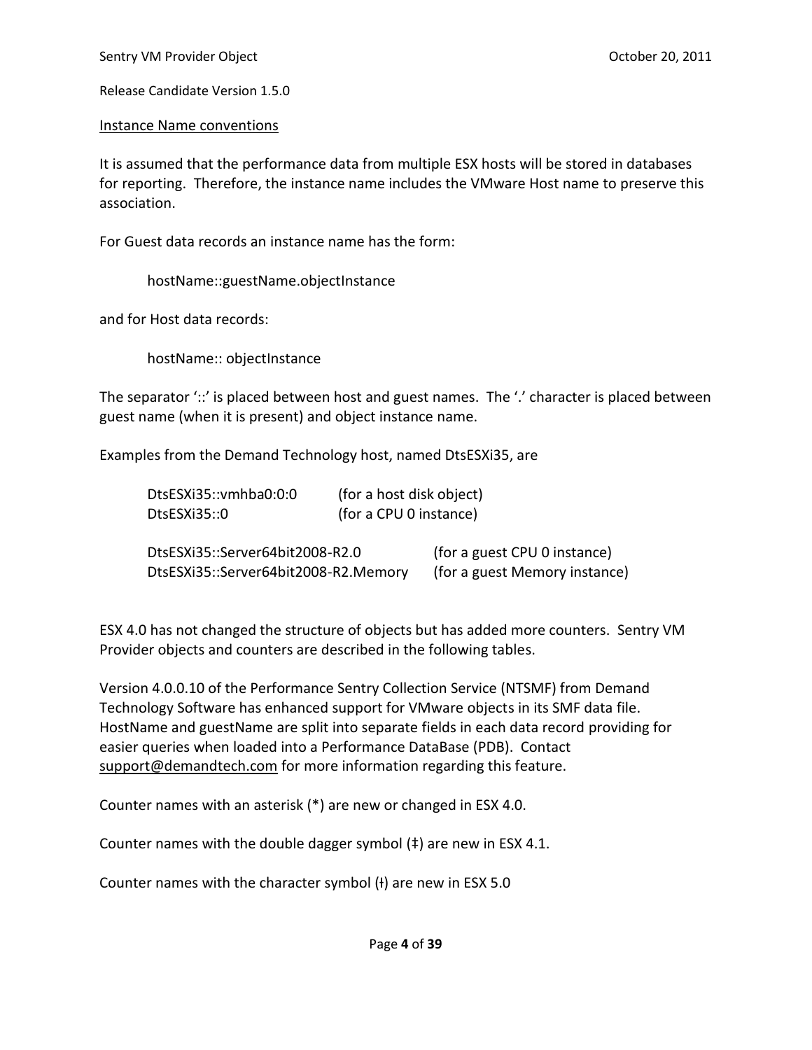Release Candidate Version 1.5.0

Instance Name conventions

It is assumed that the performance data from multiple ESX hosts will be stored in databases for reporting. Therefore, the instance name includes the VMware Host name to preserve this association.

For Guest data records an instance name has the form:

```
hostName::guestName.objectInstance
```

and for Host data records:

```
hostName:: objectInstance
```

The separator '::' is placed between host and guest names. The '.' character is placed between guest name (when it is present) and object instance name.

Examples from the Demand Technology host, named DtsESXi35, are

| | |
|---|---|
| DtsESXi35::vmhba0:0:0 | (for a host disk object) |
| DtsESXi35::0 | (for a CPU 0 instance) |
| DtsESXi35::Server64bit2008-R2.0 | (for a guest CPU 0 instance) |
| DtsESXi35::Server64bit2008-R2.Memory | (for a guest Memory instance) |

ESX 4.0 has not changed the structure of objects but has added more counters. Sentry VM Provider objects and counters are described in the following tables.

Version 4.0.0.10 of the Performance Sentry Collection Service (NTSMF) from Demand Technology Software has enhanced support for VMware objects in its SMF data file. HostName and guestName are split into separate fields in each data record providing for easier queries when loaded into a Performance DataBase (PDB). Contact support@demandtech.com for more information regarding this feature.

Counter names with an asterisk (*) are new or changed in ESX 4.0.

Counter names with the double dagger symbol (‡) are new in ESX 4.1.

Counter names with the character symbol (ł) are new in ESX 5.0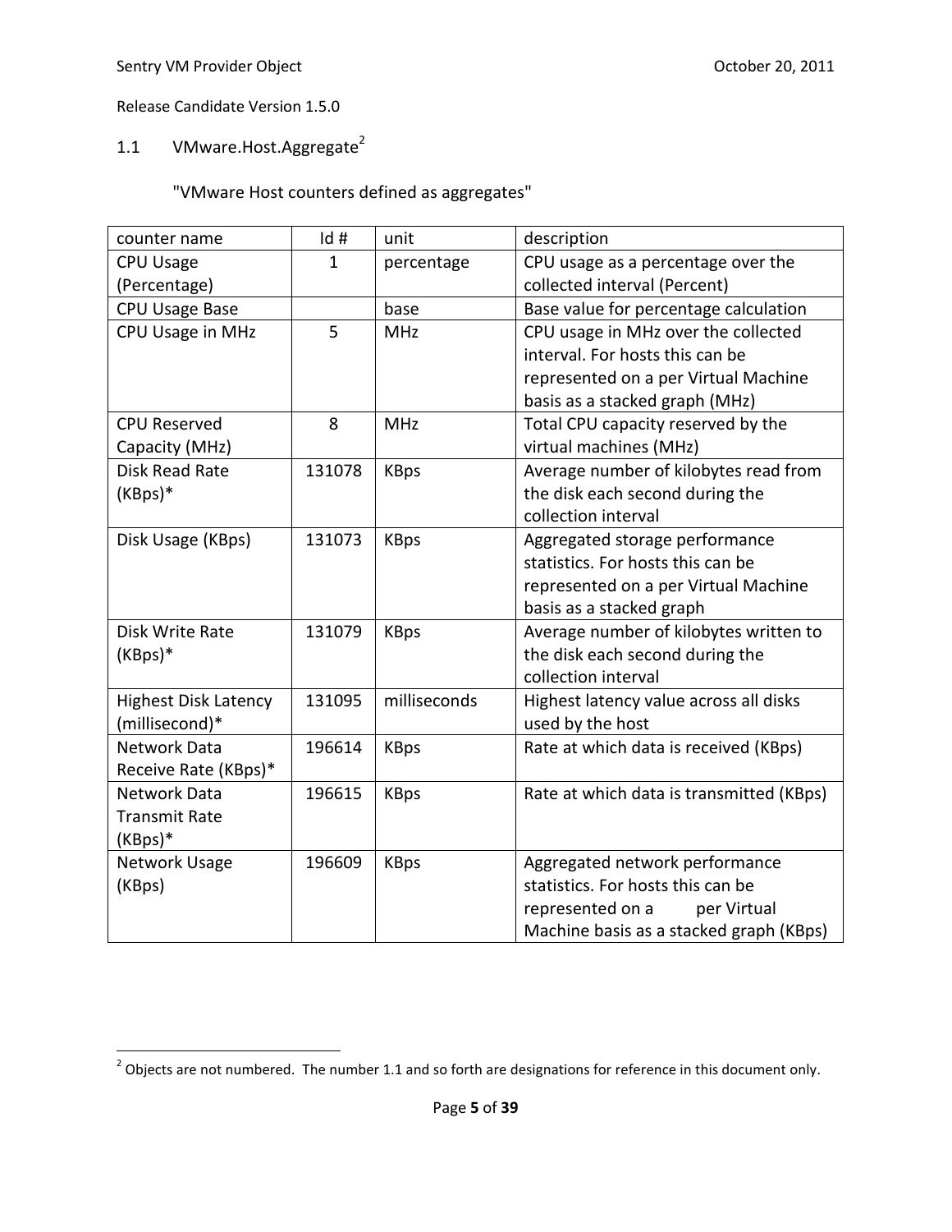Release Candidate Version 1.5.0

## 1.1 VMware.Host.Aggregate[2]

"VMware Host counters defined as aggregates"

| counter name | Id # | unit | description |
|---|---|---|---|
| CPU Usage (Percentage) | 1 | percentage | CPU usage as a percentage over the collected interval (Percent) |
| CPU Usage Base | | base | Base value for percentage calculation |
| CPU Usage in MHz | 5 | MHz | CPU usage in MHz over the collected interval. For hosts this can be represented on a per Virtual Machine basis as a stacked graph (MHz) |
| CPU Reserved Capacity (MHz) | 8 | MHz | Total CPU capacity reserved by the virtual machines (MHz) |
| Disk Read Rate (KBps)* | 131078 | KBps | Average number of kilobytes read from the disk each second during the collection interval |
| Disk Usage (KBps) | 131073 | KBps | Aggregated storage performance statistics. For hosts this can be represented on a per Virtual Machine basis as a stacked graph |
| Disk Write Rate (KBps)* | 131079 | KBps | Average number of kilobytes written to the disk each second during the collection interval |
| Highest Disk Latency (millisecond)* | 131095 | milliseconds | Highest latency value across all disks used by the host |
| Network Data Receive Rate (KBps)* | 196614 | KBps | Rate at which data is received (KBps) |
| Network Data Transmit Rate (KBps)* | 196615 | KBps | Rate at which data is transmitted (KBps) |
| Network Usage (KBps) | 196609 | KBps | Aggregated network performance statistics. For hosts this can be represented on a per Virtual Machine basis as a stacked graph (KBps) |

[2] Objects are not numbered. The number 1.1 and so forth are designations for reference in this document only.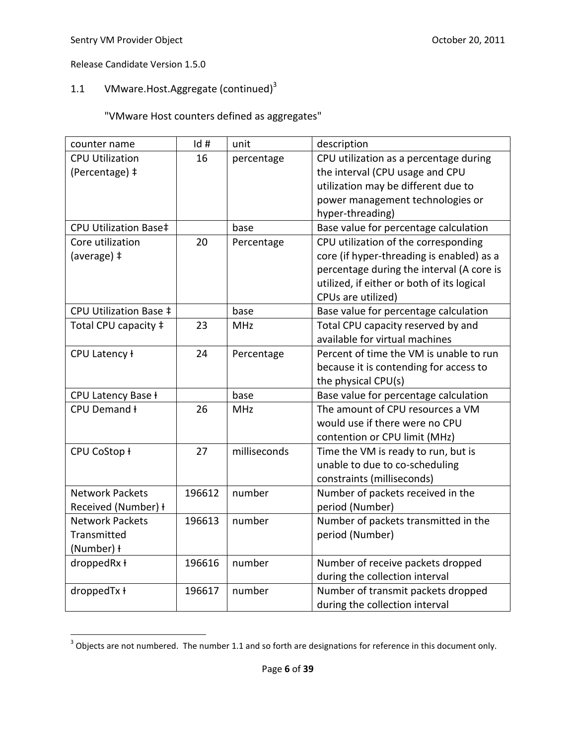Release Candidate Version 1.5.0

## 1.1 VMware.Host.Aggregate (continued)[3]

"VMware Host counters defined as aggregates"

| counter name | Id # | unit | description |
|---|---|---|---|
| CPU Utilization (Percentage) ‡ | 16 | percentage | CPU utilization as a percentage during the interval (CPU usage and CPU utilization may be different due to power management technologies or hyper-threading) |
| CPU Utilization Base‡ | | base | Base value for percentage calculation |
| Core utilization (average) ‡ | 20 | Percentage | CPU utilization of the corresponding core (if hyper-threading is enabled) as a percentage during the interval (A core is utilized, if either or both of its logical CPUs are utilized) |
| CPU Utilization Base ‡ | | base | Base value for percentage calculation |
| Total CPU capacity ‡ | 23 | MHz | Total CPU capacity reserved by and available for virtual machines |
| CPU Latency ƚ | 24 | Percentage | Percent of time the VM is unable to run because it is contending for access to the physical CPU(s) |
| CPU Latency Base ƚ | | base | Base value for percentage calculation |
| CPU Demand ƚ | 26 | MHz | The amount of CPU resources a VM would use if there were no CPU contention or CPU limit (MHz) |
| CPU CoStop ƚ | 27 | milliseconds | Time the VM is ready to run, but is unable to due to co-scheduling constraints (milliseconds) |
| Network Packets Received (Number) ƚ | 196612 | number | Number of packets received in the period (Number) |
| Network Packets Transmitted (Number) ƚ | 196613 | number | Number of packets transmitted in the period (Number) |
| droppedRx ƚ | 196616 | number | Number of receive packets dropped during the collection interval |
| droppedTx ƚ | 196617 | number | Number of transmit packets dropped during the collection interval |

[3] Objects are not numbered. The number 1.1 and so forth are designations for reference in this document only.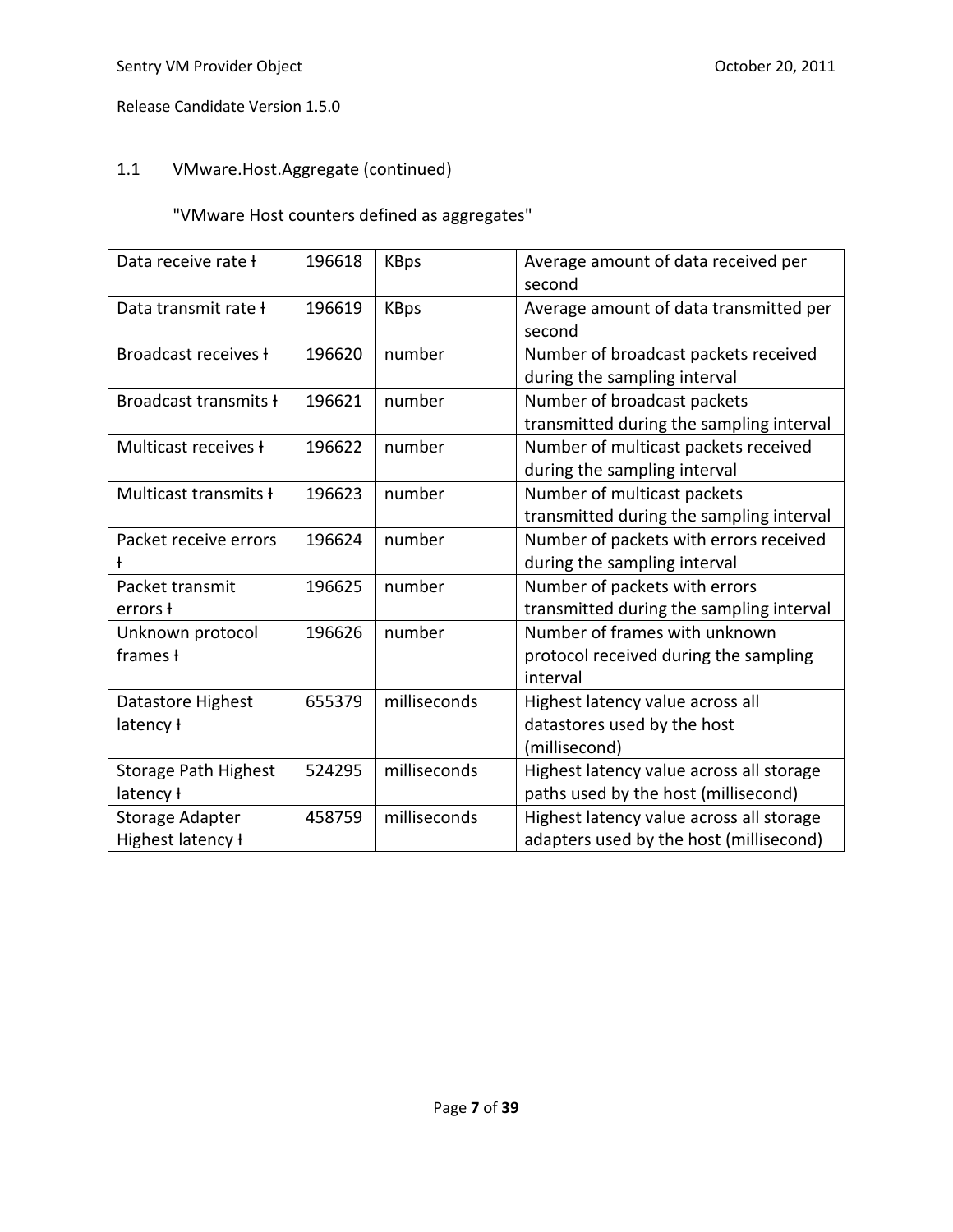## 1.1 VMware.Host.Aggregate (continued)

"VMware Host counters defined as aggregates"

| | | | |
|---|---|---|---|
| Data receive rate ƚ | 196618 | KBps | Average amount of data received per second |
| Data transmit rate ƚ | 196619 | KBps | Average amount of data transmitted per second |
| Broadcast receives ƚ | 196620 | number | Number of broadcast packets received during the sampling interval |
| Broadcast transmits ƚ | 196621 | number | Number of broadcast packets transmitted during the sampling interval |
| Multicast receives ƚ | 196622 | number | Number of multicast packets received during the sampling interval |
| Multicast transmits ƚ | 196623 | number | Number of multicast packets transmitted during the sampling interval |
| Packet receive errors ƚ | 196624 | number | Number of packets with errors received during the sampling interval |
| Packet transmit errors ƚ | 196625 | number | Number of packets with errors transmitted during the sampling interval |
| Unknown protocol frames ƚ | 196626 | number | Number of frames with unknown protocol received during the sampling interval |
| Datastore Highest latency ƚ | 655379 | milliseconds | Highest latency value across all datastores used by the host (millisecond) |
| Storage Path Highest latency ƚ | 524295 | milliseconds | Highest latency value across all storage paths used by the host (millisecond) |
| Storage Adapter Highest latency ƚ | 458759 | milliseconds | Highest latency value across all storage adapters used by the host (millisecond) |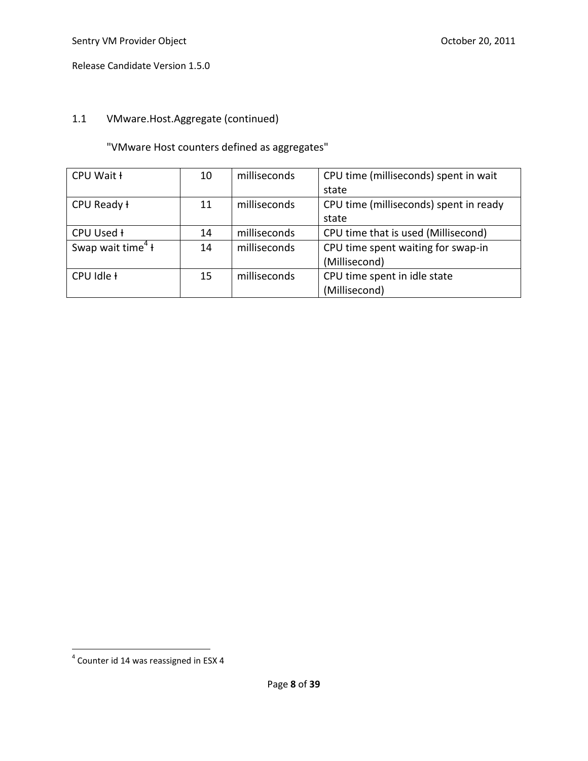## 1.1 VMware.Host.Aggregate (continued)

"VMware Host counters defined as aggregates"

| | | | |
|---|---|---|---|
| CPU Wait ł | 10 | milliseconds | CPU time (milliseconds) spent in wait state |
| CPU Ready ł | 11 | milliseconds | CPU time (milliseconds) spent in ready state |
| CPU Used ł | 14 | milliseconds | CPU time that is used (Millisecond) |
| Swap wait time[4] ł | 14 | milliseconds | CPU time spent waiting for swap-in (Millisecond) |
| CPU Idle ł | 15 | milliseconds | CPU time spent in idle state (Millisecond) |

[4] Counter id 14 was reassigned in ESX 4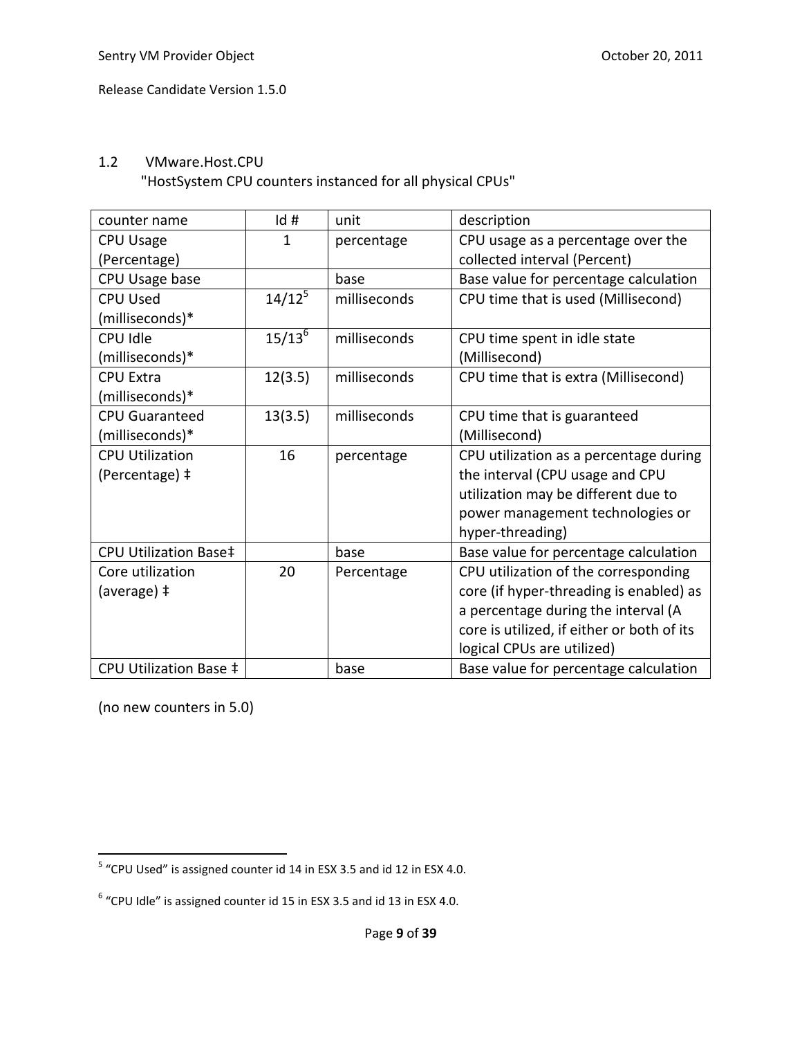## 1.2 VMware.Host.CPU

"HostSystem CPU counters instanced for all physical CPUs"

| counter name | Id # | unit | description |
|---|---|---|---|
| CPU Usage (Percentage) | 1 | percentage | CPU usage as a percentage over the collected interval (Percent) |
| CPU Usage base | | base | Base value for percentage calculation |
| CPU Used (milliseconds)* | 14/12[5] | milliseconds | CPU time that is used (Millisecond) |
| CPU Idle (milliseconds)* | 15/13[6] | milliseconds | CPU time spent in idle state (Millisecond) |
| CPU Extra (milliseconds)* | 12(3.5) | milliseconds | CPU time that is extra (Millisecond) |
| CPU Guaranteed (milliseconds)* | 13(3.5) | milliseconds | CPU time that is guaranteed (Millisecond) |
| CPU Utilization (Percentage) ‡ | 16 | percentage | CPU utilization as a percentage during the interval (CPU usage and CPU utilization may be different due to power management technologies or hyper-threading) |
| CPU Utilization Base‡ | | base | Base value for percentage calculation |
| Core utilization (average) ‡ | 20 | Percentage | CPU utilization of the corresponding core (if hyper-threading is enabled) as a percentage during the interval (A core is utilized, if either or both of its logical CPUs are utilized) |
| CPU Utilization Base ‡ | | base | Base value for percentage calculation |

(no new counters in 5.0)

---

[5] "CPU Used" is assigned counter id 14 in ESX 3.5 and id 12 in ESX 4.0.

[6] "CPU Idle" is assigned counter id 15 in ESX 3.5 and id 13 in ESX 4.0.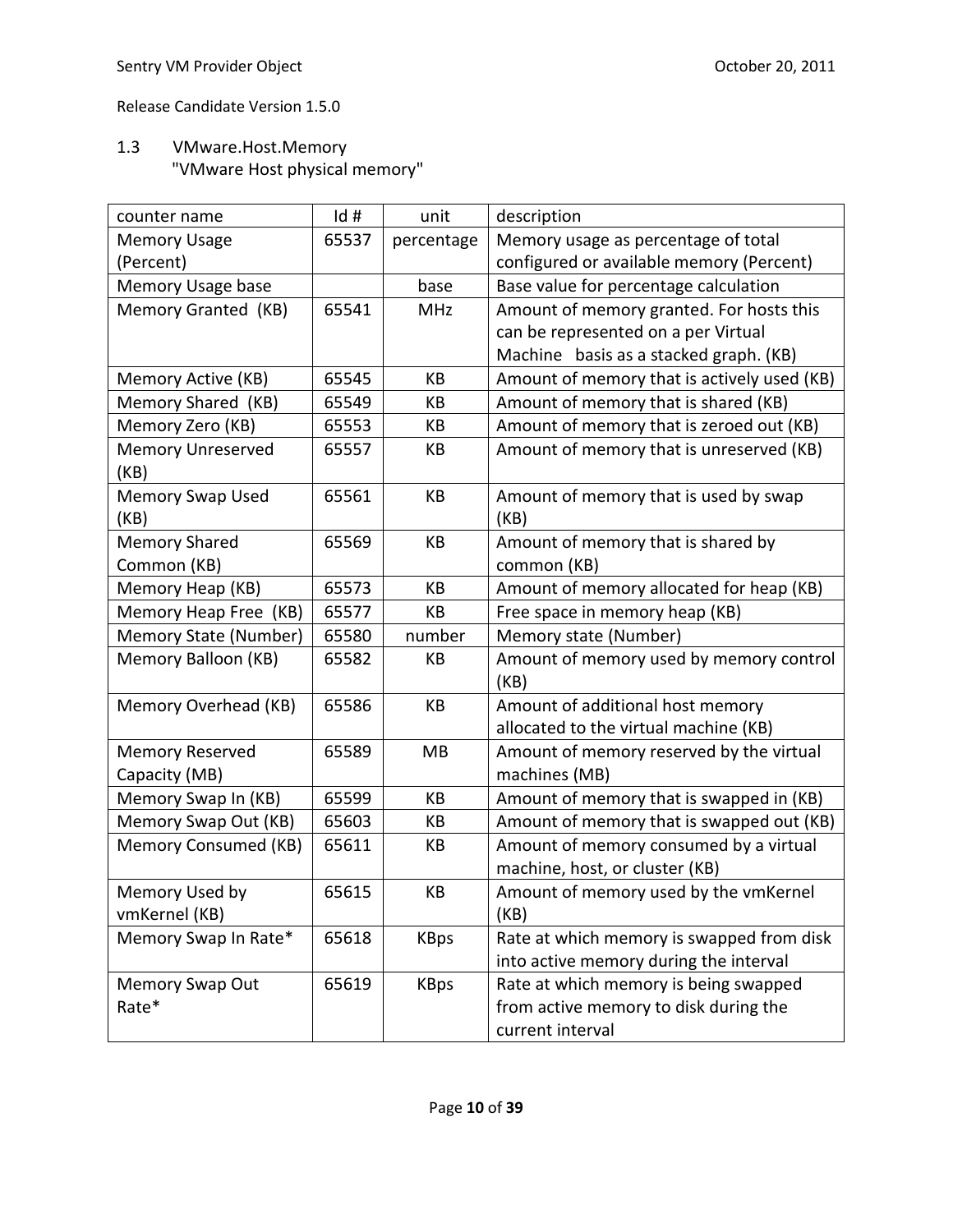Release Candidate Version 1.5.0

## 1.3 VMware.Host.Memory

"VMware Host physical memory"

| counter name | Id # | unit | description |
|---|---|---|---|
| Memory Usage (Percent) | 65537 | percentage | Memory usage as percentage of total configured or available memory (Percent) |
| Memory Usage base | | base | Base value for percentage calculation |
| Memory Granted (KB) | 65541 | MHz | Amount of memory granted. For hosts this can be represented on a per Virtual Machine basis as a stacked graph. (KB) |
| Memory Active (KB) | 65545 | KB | Amount of memory that is actively used (KB) |
| Memory Shared (KB) | 65549 | KB | Amount of memory that is shared (KB) |
| Memory Zero (KB) | 65553 | KB | Amount of memory that is zeroed out (KB) |
| Memory Unreserved (KB) | 65557 | KB | Amount of memory that is unreserved (KB) |
| Memory Swap Used (KB) | 65561 | KB | Amount of memory that is used by swap (KB) |
| Memory Shared Common (KB) | 65569 | KB | Amount of memory that is shared by common (KB) |
| Memory Heap (KB) | 65573 | KB | Amount of memory allocated for heap (KB) |
| Memory Heap Free (KB) | 65577 | KB | Free space in memory heap (KB) |
| Memory State (Number) | 65580 | number | Memory state (Number) |
| Memory Balloon (KB) | 65582 | KB | Amount of memory used by memory control (KB) |
| Memory Overhead (KB) | 65586 | KB | Amount of additional host memory allocated to the virtual machine (KB) |
| Memory Reserved Capacity (MB) | 65589 | MB | Amount of memory reserved by the virtual machines (MB) |
| Memory Swap In (KB) | 65599 | KB | Amount of memory that is swapped in (KB) |
| Memory Swap Out (KB) | 65603 | KB | Amount of memory that is swapped out (KB) |
| Memory Consumed (KB) | 65611 | KB | Amount of memory consumed by a virtual machine, host, or cluster (KB) |
| Memory Used by vmKernel (KB) | 65615 | KB | Amount of memory used by the vmKernel (KB) |
| Memory Swap In Rate* | 65618 | KBps | Rate at which memory is swapped from disk into active memory during the interval |
| Memory Swap Out Rate* | 65619 | KBps | Rate at which memory is being swapped from active memory to disk during the current interval |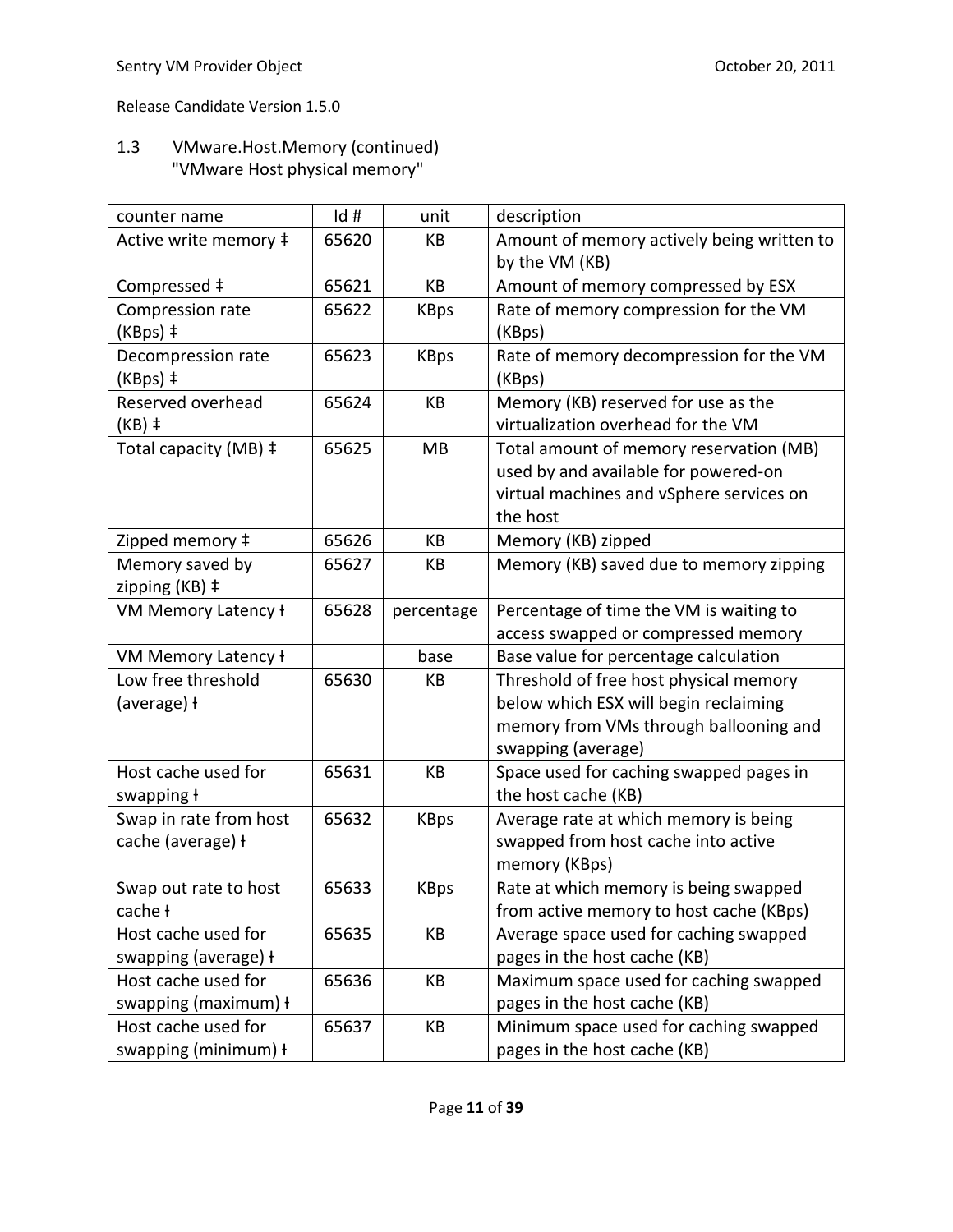## 1.3 VMware.Host.Memory (continued)

"VMware Host physical memory"

| counter name | Id # | unit | description |
|---|---|---|---|
| Active write memory ‡ | 65620 | KB | Amount of memory actively being written to by the VM (KB) |
| Compressed ‡ | 65621 | KB | Amount of memory compressed by ESX |
| Compression rate (KBps) ‡ | 65622 | KBps | Rate of memory compression for the VM (KBps) |
| Decompression rate (KBps) ‡ | 65623 | KBps | Rate of memory decompression for the VM (KBps) |
| Reserved overhead (KB) ‡ | 65624 | KB | Memory (KB) reserved for use as the virtualization overhead for the VM |
| Total capacity (MB) ‡ | 65625 | MB | Total amount of memory reservation (MB) used by and available for powered-on virtual machines and vSphere services on the host |
| Zipped memory ‡ | 65626 | KB | Memory (KB) zipped |
| Memory saved by zipping (KB) ‡ | 65627 | KB | Memory (KB) saved due to memory zipping |
| VM Memory Latency ł | 65628 | percentage | Percentage of time the VM is waiting to access swapped or compressed memory |
| VM Memory Latency ł | | base | Base value for percentage calculation |
| Low free threshold (average) ł | 65630 | KB | Threshold of free host physical memory below which ESX will begin reclaiming memory from VMs through ballooning and swapping (average) |
| Host cache used for swapping ł | 65631 | KB | Space used for caching swapped pages in the host cache (KB) |
| Swap in rate from host cache (average) ł | 65632 | KBps | Average rate at which memory is being swapped from host cache into active memory (KBps) |
| Swap out rate to host cache ł | 65633 | KBps | Rate at which memory is being swapped from active memory to host cache (KBps) |
| Host cache used for swapping (average) ł | 65635 | KB | Average space used for caching swapped pages in the host cache (KB) |
| Host cache used for swapping (maximum) ł | 65636 | KB | Maximum space used for caching swapped pages in the host cache (KB) |
| Host cache used for swapping (minimum) ł | 65637 | KB | Minimum space used for caching swapped pages in the host cache (KB) |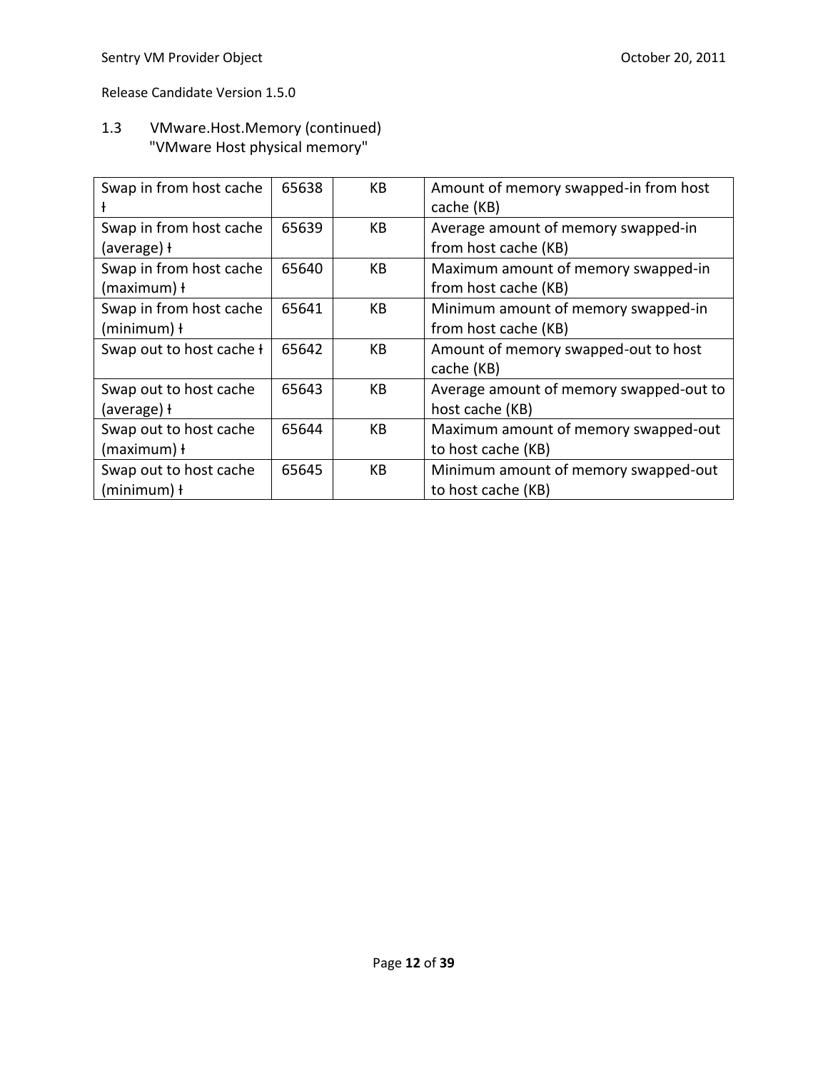## 1.3 VMware.Host.Memory (continued)

"VMware Host physical memory"

| | | | |
|---|---|---|---|
| Swap in from host cache ɫ | 65638 | KB | Amount of memory swapped-in from host cache (KB) |
| Swap in from host cache (average) ɫ | 65639 | KB | Average amount of memory swapped-in from host cache (KB) |
| Swap in from host cache (maximum) ɫ | 65640 | KB | Maximum amount of memory swapped-in from host cache (KB) |
| Swap in from host cache (minimum) ɫ | 65641 | KB | Minimum amount of memory swapped-in from host cache (KB) |
| Swap out to host cache ɫ | 65642 | KB | Amount of memory swapped-out to host cache (KB) |
| Swap out to host cache (average) ɫ | 65643 | KB | Average amount of memory swapped-out to host cache (KB) |
| Swap out to host cache (maximum) ɫ | 65644 | KB | Maximum amount of memory swapped-out to host cache (KB) |
| Swap out to host cache (minimum) ɫ | 65645 | KB | Minimum amount of memory swapped-out to host cache (KB) |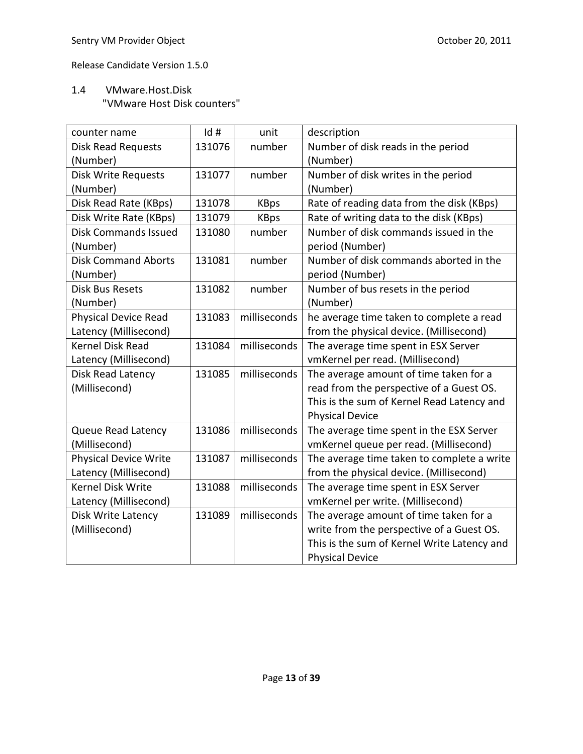Release Candidate Version 1.5.0

## 1.4 VMware.Host.Disk

"VMware Host Disk counters"

| counter name | Id # | unit | description |
|---|---|---|---|
| Disk Read Requests (Number) | 131076 | number | Number of disk reads in the period (Number) |
| Disk Write Requests (Number) | 131077 | number | Number of disk writes in the period (Number) |
| Disk Read Rate (KBps) | 131078 | KBps | Rate of reading data from the disk (KBps) |
| Disk Write Rate (KBps) | 131079 | KBps | Rate of writing data to the disk (KBps) |
| Disk Commands Issued (Number) | 131080 | number | Number of disk commands issued in the period (Number) |
| Disk Command Aborts (Number) | 131081 | number | Number of disk commands aborted in the period (Number) |
| Disk Bus Resets (Number) | 131082 | number | Number of bus resets in the period (Number) |
| Physical Device Read Latency (Millisecond) | 131083 | milliseconds | he average time taken to complete a read from the physical device. (Millisecond) |
| Kernel Disk Read Latency (Millisecond) | 131084 | milliseconds | The average time spent in ESX Server vmKernel per read. (Millisecond) |
| Disk Read Latency (Millisecond) | 131085 | milliseconds | The average amount of time taken for a read from the perspective of a Guest OS. This is the sum of Kernel Read Latency and Physical Device |
| Queue Read Latency (Millisecond) | 131086 | milliseconds | The average time spent in the ESX Server vmKernel queue per read. (Millisecond) |
| Physical Device Write Latency (Millisecond) | 131087 | milliseconds | The average time taken to complete a write from the physical device. (Millisecond) |
| Kernel Disk Write Latency (Millisecond) | 131088 | milliseconds | The average time spent in ESX Server vmKernel per write. (Millisecond) |
| Disk Write Latency (Millisecond) | 131089 | milliseconds | The average amount of time taken for a write from the perspective of a Guest OS. This is the sum of Kernel Write Latency and Physical Device |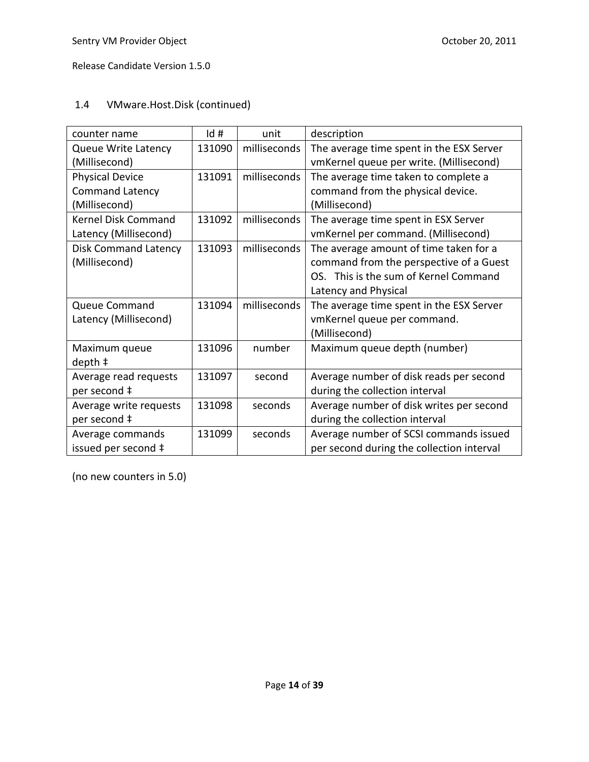## 1.4 VMware.Host.Disk (continued)

| counter name | Id # | unit | description |
|---|---|---|---|
| Queue Write Latency (Millisecond) | 131090 | milliseconds | The average time spent in the ESX Server vmKernel queue per write. (Millisecond) |
| Physical Device Command Latency (Millisecond) | 131091 | milliseconds | The average time taken to complete a command from the physical device. (Millisecond) |
| Kernel Disk Command Latency (Millisecond) | 131092 | milliseconds | The average time spent in ESX Server vmKernel per command. (Millisecond) |
| Disk Command Latency (Millisecond) | 131093 | milliseconds | The average amount of time taken for a command from the perspective of a Guest OS. This is the sum of Kernel Command Latency and Physical |
| Queue Command Latency (Millisecond) | 131094 | milliseconds | The average time spent in the ESX Server vmKernel queue per command. (Millisecond) |
| Maximum queue depth ‡ | 131096 | number | Maximum queue depth (number) |
| Average read requests per second ‡ | 131097 | second | Average number of disk reads per second during the collection interval |
| Average write requests per second ‡ | 131098 | seconds | Average number of disk writes per second during the collection interval |
| Average commands issued per second ‡ | 131099 | seconds | Average number of SCSI commands issued per second during the collection interval |

(no new counters in 5.0)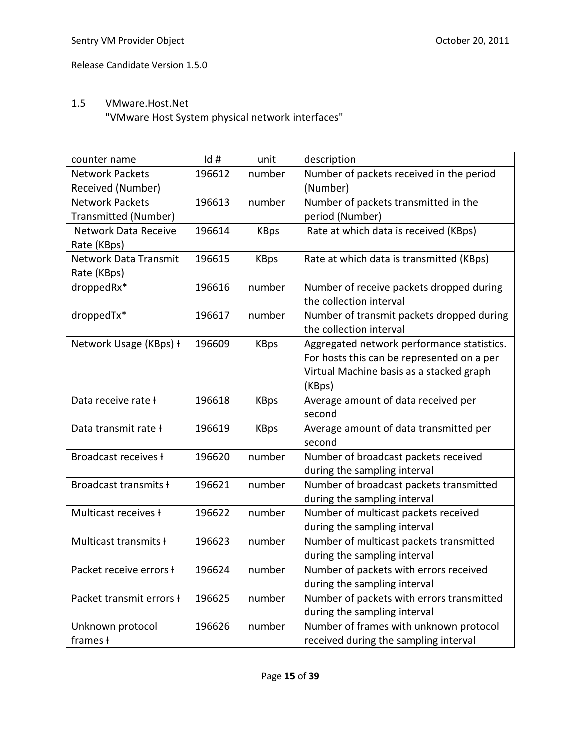## 1.5 VMware.Host.Net

"VMware Host System physical network interfaces"

| counter name | Id # | unit | description |
|---|---|---|---|
| Network Packets Received (Number) | 196612 | number | Number of packets received in the period (Number) |
| Network Packets Transmitted (Number) | 196613 | number | Number of packets transmitted in the period (Number) |
| Network Data Receive Rate (KBps) | 196614 | KBps | Rate at which data is received (KBps) |
| Network Data Transmit Rate (KBps) | 196615 | KBps | Rate at which data is transmitted (KBps) |
| droppedRx* | 196616 | number | Number of receive packets dropped during the collection interval |
| droppedTx* | 196617 | number | Number of transmit packets dropped during the collection interval |
| Network Usage (KBps) ł | 196609 | KBps | Aggregated network performance statistics. For hosts this can be represented on a per Virtual Machine basis as a stacked graph (KBps) |
| Data receive rate ł | 196618 | KBps | Average amount of data received per second |
| Data transmit rate ł | 196619 | KBps | Average amount of data transmitted per second |
| Broadcast receives ł | 196620 | number | Number of broadcast packets received during the sampling interval |
| Broadcast transmits ł | 196621 | number | Number of broadcast packets transmitted during the sampling interval |
| Multicast receives ł | 196622 | number | Number of multicast packets received during the sampling interval |
| Multicast transmits ł | 196623 | number | Number of multicast packets transmitted during the sampling interval |
| Packet receive errors ł | 196624 | number | Number of packets with errors received during the sampling interval |
| Packet transmit errors ł | 196625 | number | Number of packets with errors transmitted during the sampling interval |
| Unknown protocol frames ł | 196626 | number | Number of frames with unknown protocol received during the sampling interval |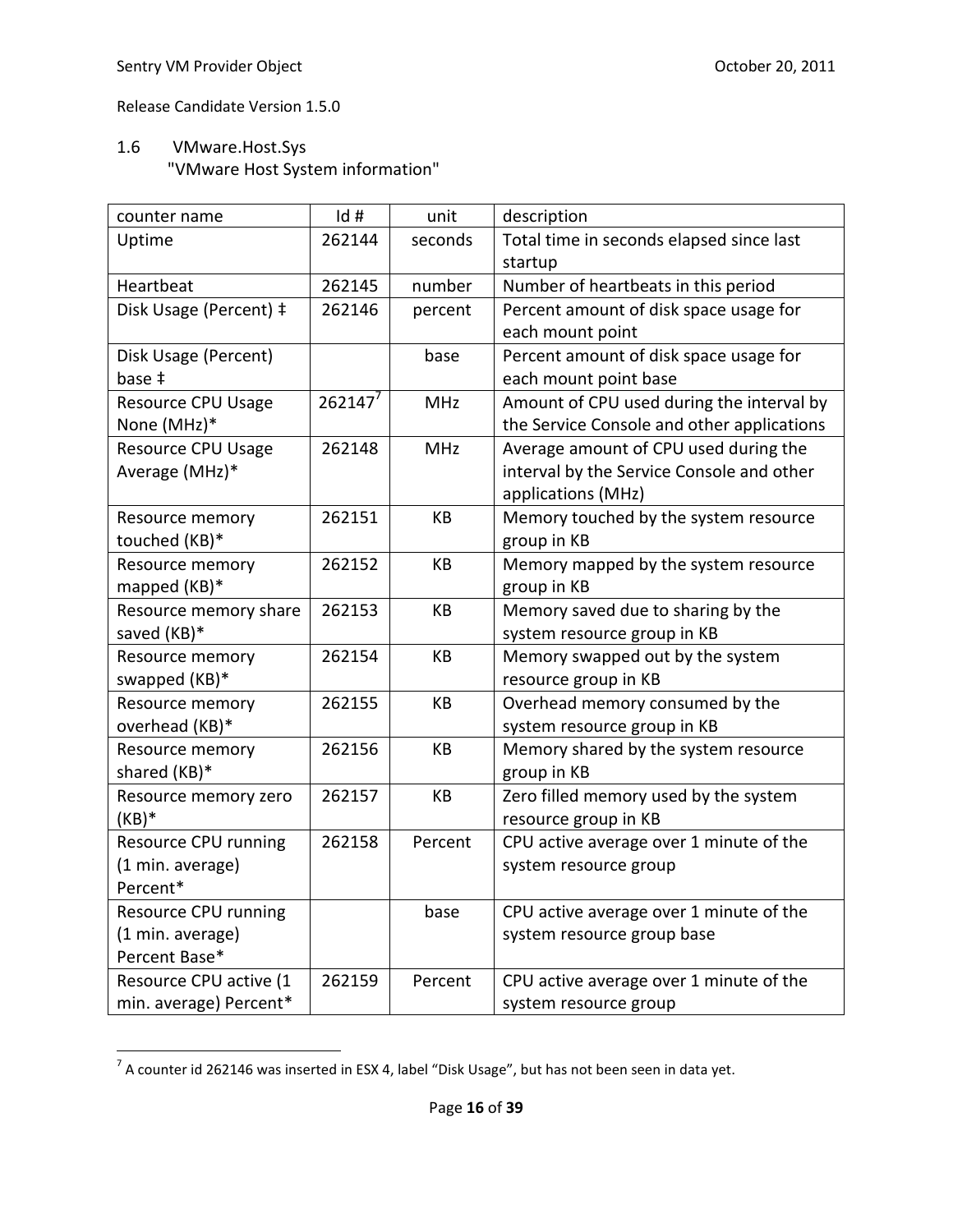## 1.6 VMware.Host.Sys

"VMware Host System information"

| counter name | Id # | unit | description |
|---|---|---|---|
| Uptime | 262144 | seconds | Total time in seconds elapsed since last startup |
| Heartbeat | 262145 | number | Number of heartbeats in this period |
| Disk Usage (Percent) ‡ | 262146 | percent | Percent amount of disk space usage for each mount point |
| Disk Usage (Percent) base ‡ | | base | Percent amount of disk space usage for each mount point base |
| Resource CPU Usage None (MHz)* | 262147[7] | MHz | Amount of CPU used during the interval by the Service Console and other applications |
| Resource CPU Usage Average (MHz)* | 262148 | MHz | Average amount of CPU used during the interval by the Service Console and other applications (MHz) |
| Resource memory touched (KB)* | 262151 | KB | Memory touched by the system resource group in KB |
| Resource memory mapped (KB)* | 262152 | KB | Memory mapped by the system resource group in KB |
| Resource memory share saved (KB)* | 262153 | KB | Memory saved due to sharing by the system resource group in KB |
| Resource memory swapped (KB)* | 262154 | KB | Memory swapped out by the system resource group in KB |
| Resource memory overhead (KB)* | 262155 | KB | Overhead memory consumed by the system resource group in KB |
| Resource memory shared (KB)* | 262156 | KB | Memory shared by the system resource group in KB |
| Resource memory zero (KB)* | 262157 | KB | Zero filled memory used by the system resource group in KB |
| Resource CPU running (1 min. average) Percent* | 262158 | Percent | CPU active average over 1 minute of the system resource group |
| Resource CPU running (1 min. average) Percent Base* | | base | CPU active average over 1 minute of the system resource group base |
| Resource CPU active (1 min. average) Percent* | 262159 | Percent | CPU active average over 1 minute of the system resource group |

[7] A counter id 262146 was inserted in ESX 4, label "Disk Usage", but has not been seen in data yet.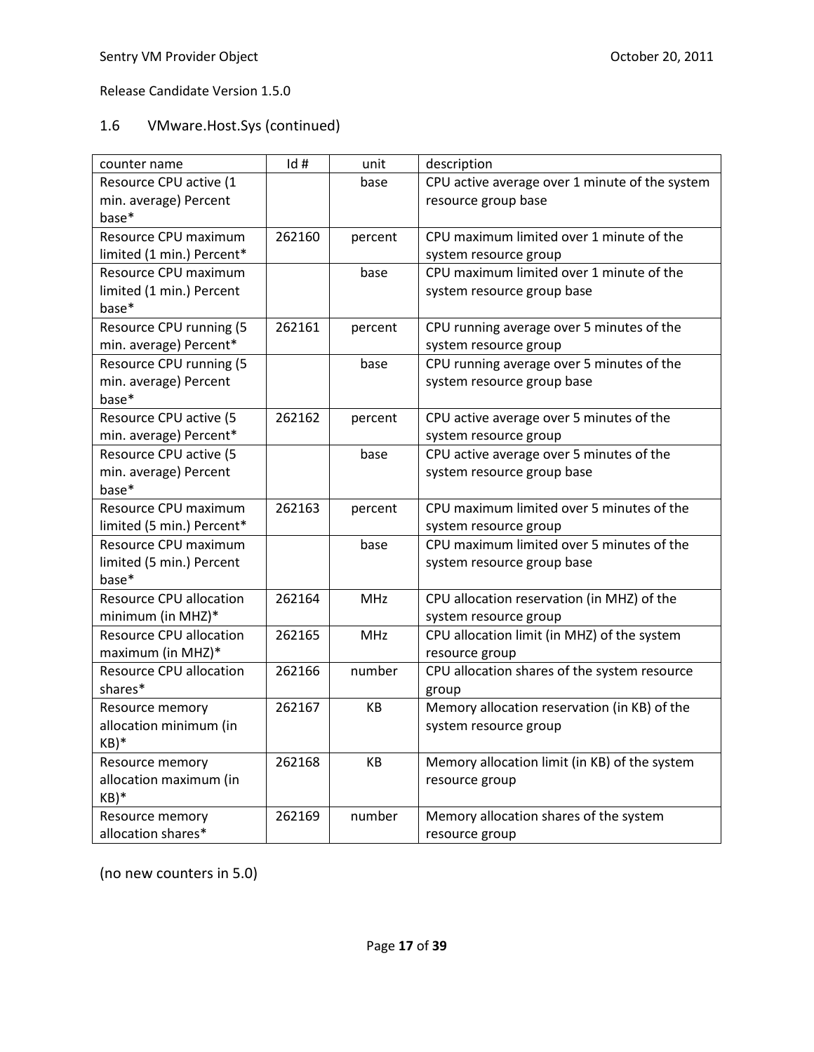## 1.6 VMware.Host.Sys (continued)

| counter name | Id # | unit | description |
|---|---|---|---|
| Resource CPU active (1 min. average) Percent base* | | base | CPU active average over 1 minute of the system resource group base |
| Resource CPU maximum limited (1 min.) Percent* | 262160 | percent | CPU maximum limited over 1 minute of the system resource group |
| Resource CPU maximum limited (1 min.) Percent base* | | base | CPU maximum limited over 1 minute of the system resource group base |
| Resource CPU running (5 min. average) Percent* | 262161 | percent | CPU running average over 5 minutes of the system resource group |
| Resource CPU running (5 min. average) Percent base* | | base | CPU running average over 5 minutes of the system resource group base |
| Resource CPU active (5 min. average) Percent* | 262162 | percent | CPU active average over 5 minutes of the system resource group |
| Resource CPU active (5 min. average) Percent base* | | base | CPU active average over 5 minutes of the system resource group base |
| Resource CPU maximum limited (5 min.) Percent* | 262163 | percent | CPU maximum limited over 5 minutes of the system resource group |
| Resource CPU maximum limited (5 min.) Percent base* | | base | CPU maximum limited over 5 minutes of the system resource group base |
| Resource CPU allocation minimum (in MHZ)* | 262164 | MHz | CPU allocation reservation (in MHZ) of the system resource group |
| Resource CPU allocation maximum (in MHZ)* | 262165 | MHz | CPU allocation limit (in MHZ) of the system resource group |
| Resource CPU allocation shares* | 262166 | number | CPU allocation shares of the system resource group |
| Resource memory allocation minimum (in KB)* | 262167 | KB | Memory allocation reservation (in KB) of the system resource group |
| Resource memory allocation maximum (in KB)* | 262168 | KB | Memory allocation limit (in KB) of the system resource group |
| Resource memory allocation shares* | 262169 | number | Memory allocation shares of the system resource group |

(no new counters in 5.0)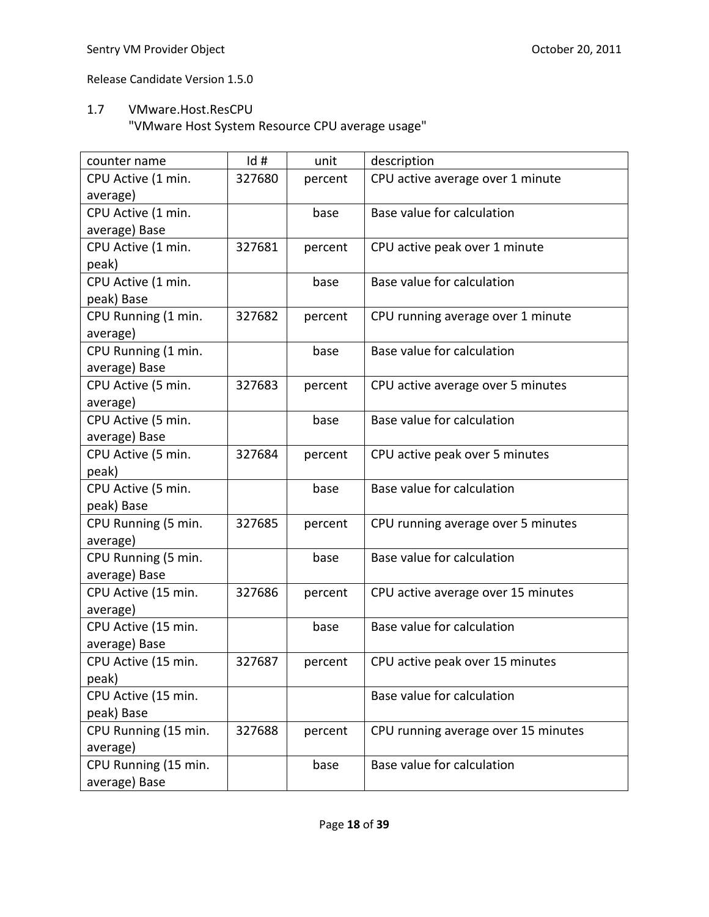## 1.7 VMware.Host.ResCPU

"VMware Host System Resource CPU average usage"

| counter name | Id # | unit | description |
|---|---|---|---|
| CPU Active (1 min. average) | 327680 | percent | CPU active average over 1 minute |
| CPU Active (1 min. average) Base | | base | Base value for calculation |
| CPU Active (1 min. peak) | 327681 | percent | CPU active peak over 1 minute |
| CPU Active (1 min. peak) Base | | base | Base value for calculation |
| CPU Running (1 min. average) | 327682 | percent | CPU running average over 1 minute |
| CPU Running (1 min. average) Base | | base | Base value for calculation |
| CPU Active (5 min. average) | 327683 | percent | CPU active average over 5 minutes |
| CPU Active (5 min. average) Base | | base | Base value for calculation |
| CPU Active (5 min. peak) | 327684 | percent | CPU active peak over 5 minutes |
| CPU Active (5 min. peak) Base | | base | Base value for calculation |
| CPU Running (5 min. average) | 327685 | percent | CPU running average over 5 minutes |
| CPU Running (5 min. average) Base | | base | Base value for calculation |
| CPU Active (15 min. average) | 327686 | percent | CPU active average over 15 minutes |
| CPU Active (15 min. average) Base | | base | Base value for calculation |
| CPU Active (15 min. peak) | 327687 | percent | CPU active peak over 15 minutes |
| CPU Active (15 min. peak) Base | | | Base value for calculation |
| CPU Running (15 min. average) | 327688 | percent | CPU running average over 15 minutes |
| CPU Running (15 min. average) Base | | base | Base value for calculation |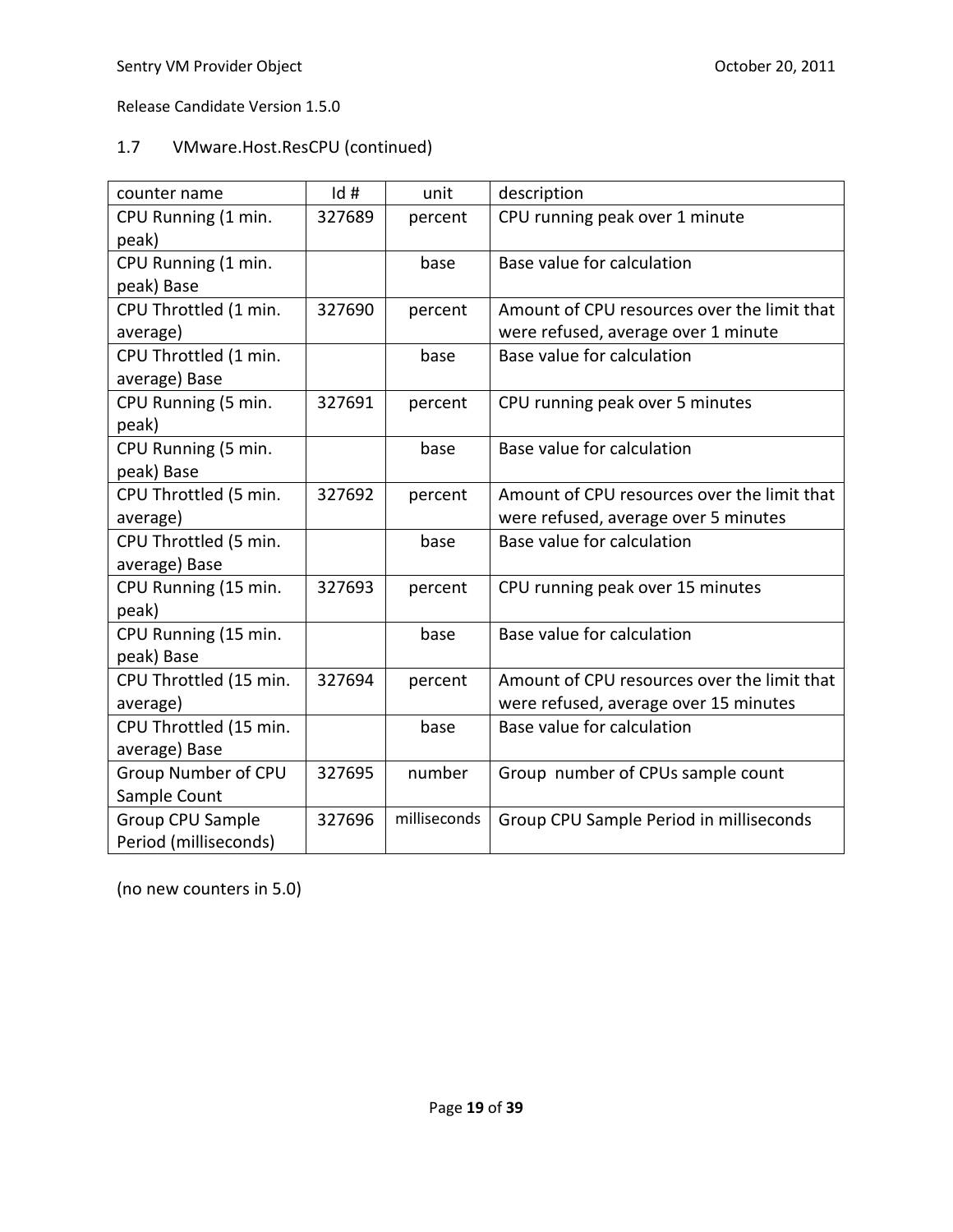Release Candidate Version 1.5.0

## 1.7 VMware.Host.ResCPU (continued)

| counter name | Id # | unit | description |
|---|---|---|---|
| CPU Running (1 min. peak) | 327689 | percent | CPU running peak over 1 minute |
| CPU Running (1 min. peak) Base | | base | Base value for calculation |
| CPU Throttled (1 min. average) | 327690 | percent | Amount of CPU resources over the limit that were refused, average over 1 minute |
| CPU Throttled (1 min. average) Base | | base | Base value for calculation |
| CPU Running (5 min. peak) | 327691 | percent | CPU running peak over 5 minutes |
| CPU Running (5 min. peak) Base | | base | Base value for calculation |
| CPU Throttled (5 min. average) | 327692 | percent | Amount of CPU resources over the limit that were refused, average over 5 minutes |
| CPU Throttled (5 min. average) Base | | base | Base value for calculation |
| CPU Running (15 min. peak) | 327693 | percent | CPU running peak over 15 minutes |
| CPU Running (15 min. peak) Base | | base | Base value for calculation |
| CPU Throttled (15 min. average) | 327694 | percent | Amount of CPU resources over the limit that were refused, average over 15 minutes |
| CPU Throttled (15 min. average) Base | | base | Base value for calculation |
| Group Number of CPU Sample Count | 327695 | number | Group number of CPUs sample count |
| Group CPU Sample Period (milliseconds) | 327696 | milliseconds | Group CPU Sample Period in milliseconds |

(no new counters in 5.0)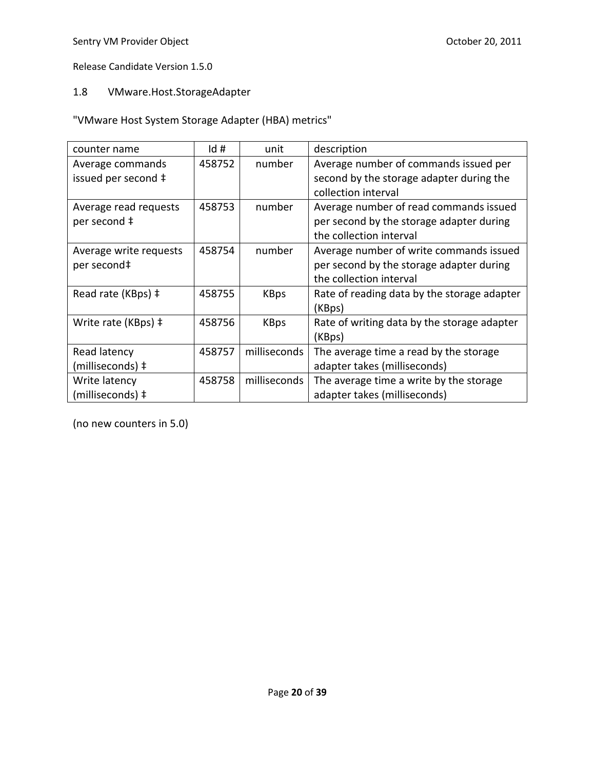## 1.8 VMware.Host.StorageAdapter

"VMware Host System Storage Adapter (HBA) metrics"

| counter name | Id # | unit | description |
|---|---|---|---|
| Average commands issued per second ‡ | 458752 | number | Average number of commands issued per second by the storage adapter during the collection interval |
| Average read requests per second ‡ | 458753 | number | Average number of read commands issued per second by the storage adapter during the collection interval |
| Average write requests per second‡ | 458754 | number | Average number of write commands issued per second by the storage adapter during the collection interval |
| Read rate (KBps) ‡ | 458755 | KBps | Rate of reading data by the storage adapter (KBps) |
| Write rate (KBps) ‡ | 458756 | KBps | Rate of writing data by the storage adapter (KBps) |
| Read latency (milliseconds) ‡ | 458757 | milliseconds | The average time a read by the storage adapter takes (milliseconds) |
| Write latency (milliseconds) ‡ | 458758 | milliseconds | The average time a write by the storage adapter takes (milliseconds) |

(no new counters in 5.0)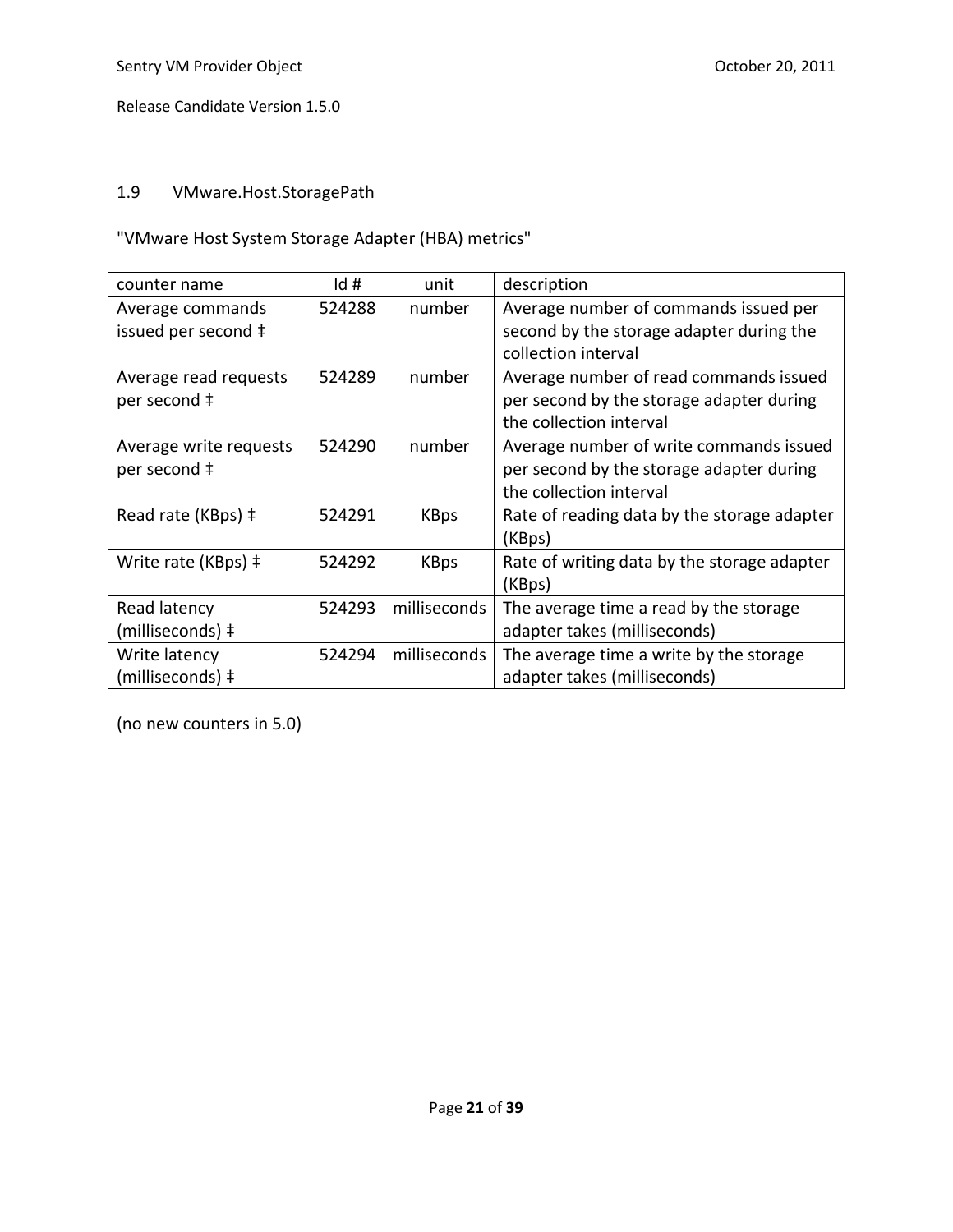## 1.9 VMware.Host.StoragePath

"VMware Host System Storage Adapter (HBA) metrics"

| counter name | Id # | unit | description |
| --- | --- | --- | --- |
| Average commands issued per second ‡ | 524288 | number | Average number of commands issued per second by the storage adapter during the collection interval |
| Average read requests per second ‡ | 524289 | number | Average number of read commands issued per second by the storage adapter during the collection interval |
| Average write requests per second ‡ | 524290 | number | Average number of write commands issued per second by the storage adapter during the collection interval |
| Read rate (KBps) ‡ | 524291 | KBps | Rate of reading data by the storage adapter (KBps) |
| Write rate (KBps) ‡ | 524292 | KBps | Rate of writing data by the storage adapter (KBps) |
| Read latency (milliseconds) ‡ | 524293 | milliseconds | The average time a read by the storage adapter takes (milliseconds) |
| Write latency (milliseconds) ‡ | 524294 | milliseconds | The average time a write by the storage adapter takes (milliseconds) |

(no new counters in 5.0)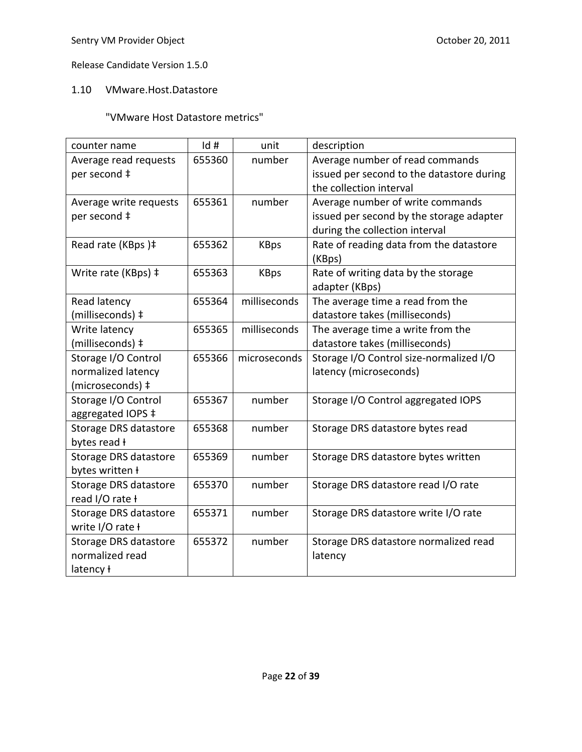## 1.10 VMware.Host.Datastore

"VMware Host Datastore metrics"

| counter name | Id # | unit | description |
|---|---|---|---|
| Average read requests per second ‡ | 655360 | number | Average number of read commands issued per second to the datastore during the collection interval |
| Average write requests per second ‡ | 655361 | number | Average number of write commands issued per second by the storage adapter during the collection interval |
| Read rate (KBps )‡ | 655362 | KBps | Rate of reading data from the datastore (KBps) |
| Write rate (KBps) ‡ | 655363 | KBps | Rate of writing data by the storage adapter (KBps) |
| Read latency (milliseconds) ‡ | 655364 | milliseconds | The average time a read from the datastore takes (milliseconds) |
| Write latency (milliseconds) ‡ | 655365 | milliseconds | The average time a write from the datastore takes (milliseconds) |
| Storage I/O Control normalized latency (microseconds) ‡ | 655366 | microseconds | Storage I/O Control size-normalized I/O latency (microseconds) |
| Storage I/O Control aggregated IOPS ‡ | 655367 | number | Storage I/O Control aggregated IOPS |
| Storage DRS datastore bytes read ł | 655368 | number | Storage DRS datastore bytes read |
| Storage DRS datastore bytes written ł | 655369 | number | Storage DRS datastore bytes written |
| Storage DRS datastore read I/O rate ł | 655370 | number | Storage DRS datastore read I/O rate |
| Storage DRS datastore write I/O rate ł | 655371 | number | Storage DRS datastore write I/O rate |
| Storage DRS datastore normalized read latency ł | 655372 | number | Storage DRS datastore normalized read latency |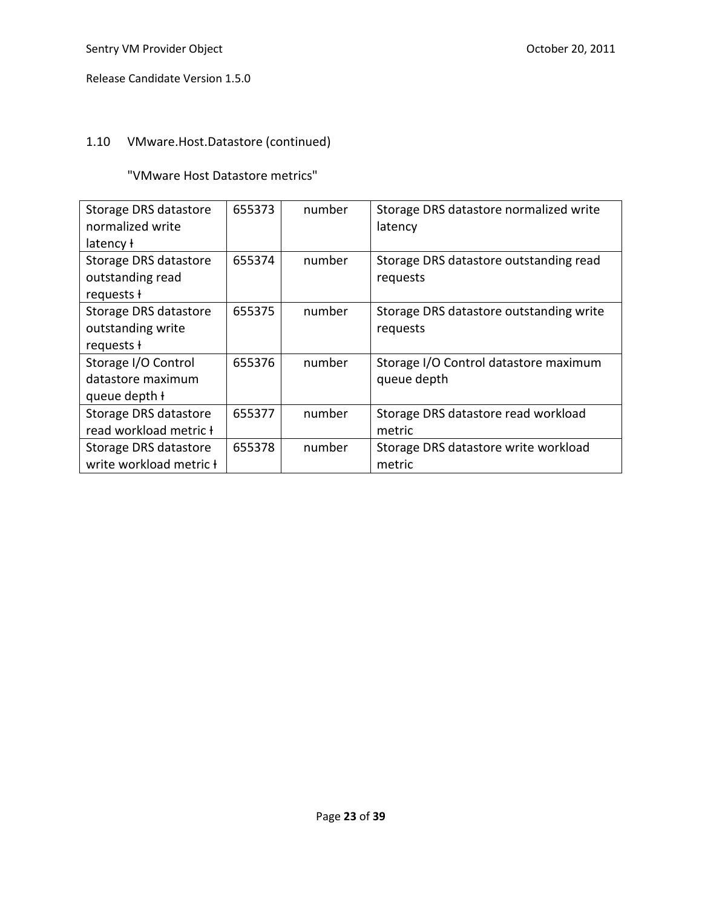## 1.10 VMware.Host.Datastore (continued)

"VMware Host Datastore metrics"

| | | | |
|---|---|---|---|
| Storage DRS datastore normalized write latency ƚ | 655373 | number | Storage DRS datastore normalized write latency |
| Storage DRS datastore outstanding read requests ƚ | 655374 | number | Storage DRS datastore outstanding read requests |
| Storage DRS datastore outstanding write requests ƚ | 655375 | number | Storage DRS datastore outstanding write requests |
| Storage I/O Control datastore maximum queue depth ƚ | 655376 | number | Storage I/O Control datastore maximum queue depth |
| Storage DRS datastore read workload metric ƚ | 655377 | number | Storage DRS datastore read workload metric |
| Storage DRS datastore write workload metric ƚ | 655378 | number | Storage DRS datastore write workload metric |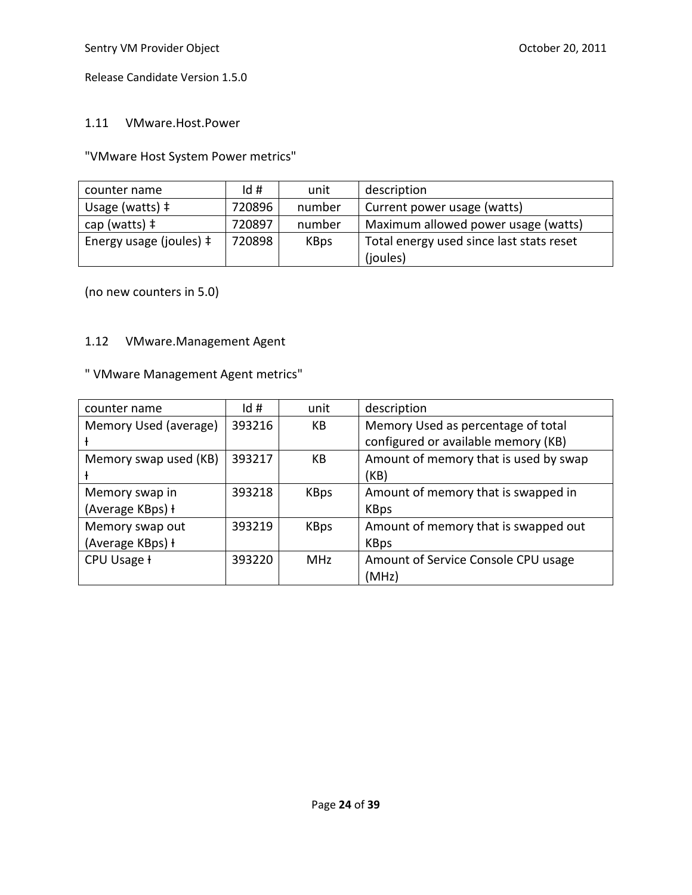## 1.11 VMware.Host.Power

"VMware Host System Power metrics"

| counter name | Id # | unit | description |
|---|---|---|---|
| Usage (watts) ‡ | 720896 | number | Current power usage (watts) |
| cap (watts) ‡ | 720897 | number | Maximum allowed power usage (watts) |
| Energy usage (joules) ‡ | 720898 | KBps | Total energy used since last stats reset (joules) |

(no new counters in 5.0)

## 1.12 VMware.Management Agent

" VMware Management Agent metrics"

| counter name | Id # | unit | description |
|---|---|---|---|
| Memory Used (average) ł | 393216 | KB | Memory Used as percentage of total configured or available memory (KB) |
| Memory swap used (KB) ł | 393217 | KB | Amount of memory that is used by swap (KB) |
| Memory swap in (Average KBps) ł | 393218 | KBps | Amount of memory that is swapped in KBps |
| Memory swap out (Average KBps) ł | 393219 | KBps | Amount of memory that is swapped out KBps |
| CPU Usage ł | 393220 | MHz | Amount of Service Console CPU usage (MHz) |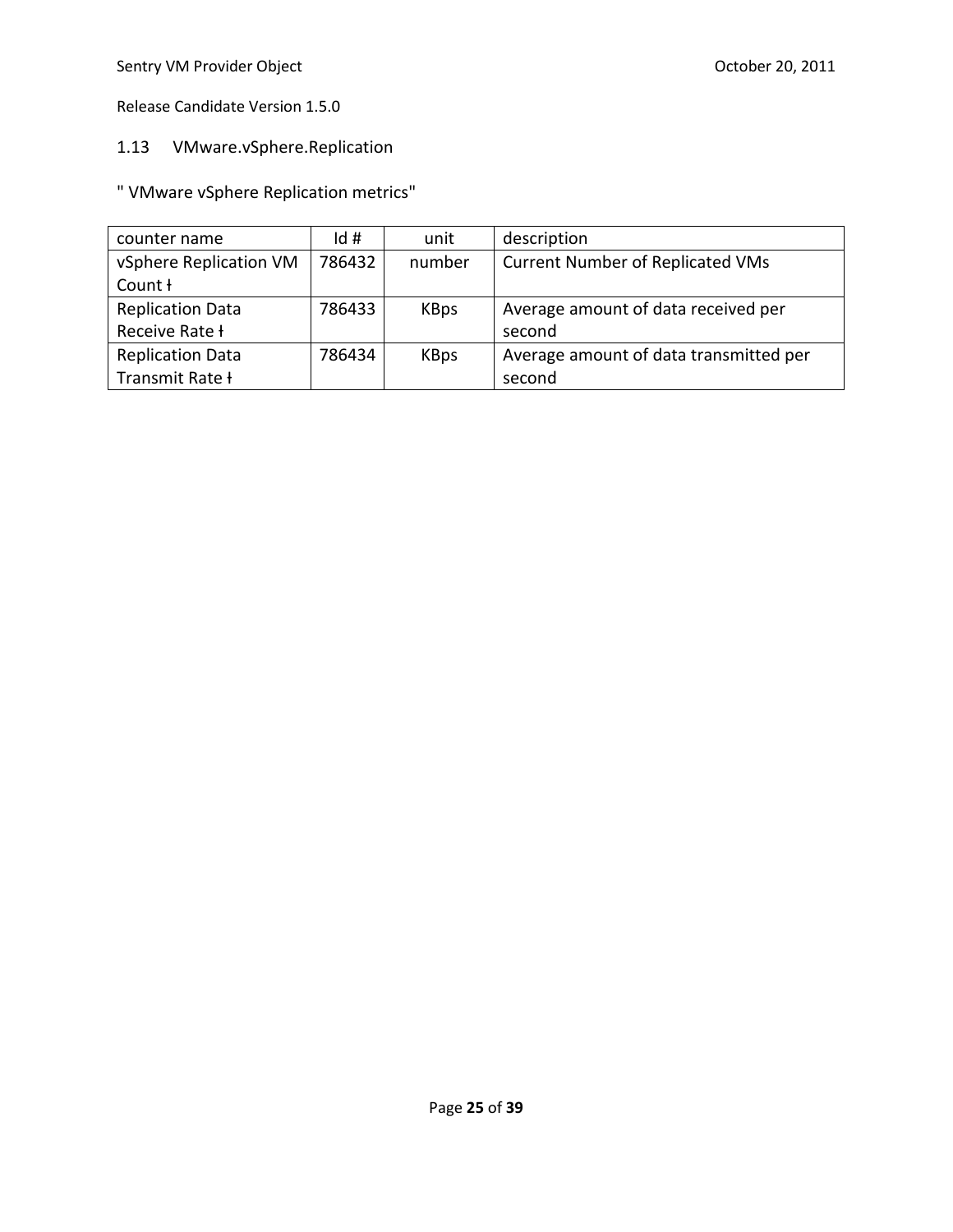## 1.13 VMware.vSphere.Replication

" VMware vSphere Replication metrics"

| counter name | Id # | unit | description |
|---|---|---|---|
| vSphere Replication VM Count ƚ | 786432 | number | Current Number of Replicated VMs |
| Replication Data Receive Rate ƚ | 786433 | KBps | Average amount of data received per second |
| Replication Data Transmit Rate ƚ | 786434 | KBps | Average amount of data transmitted per second |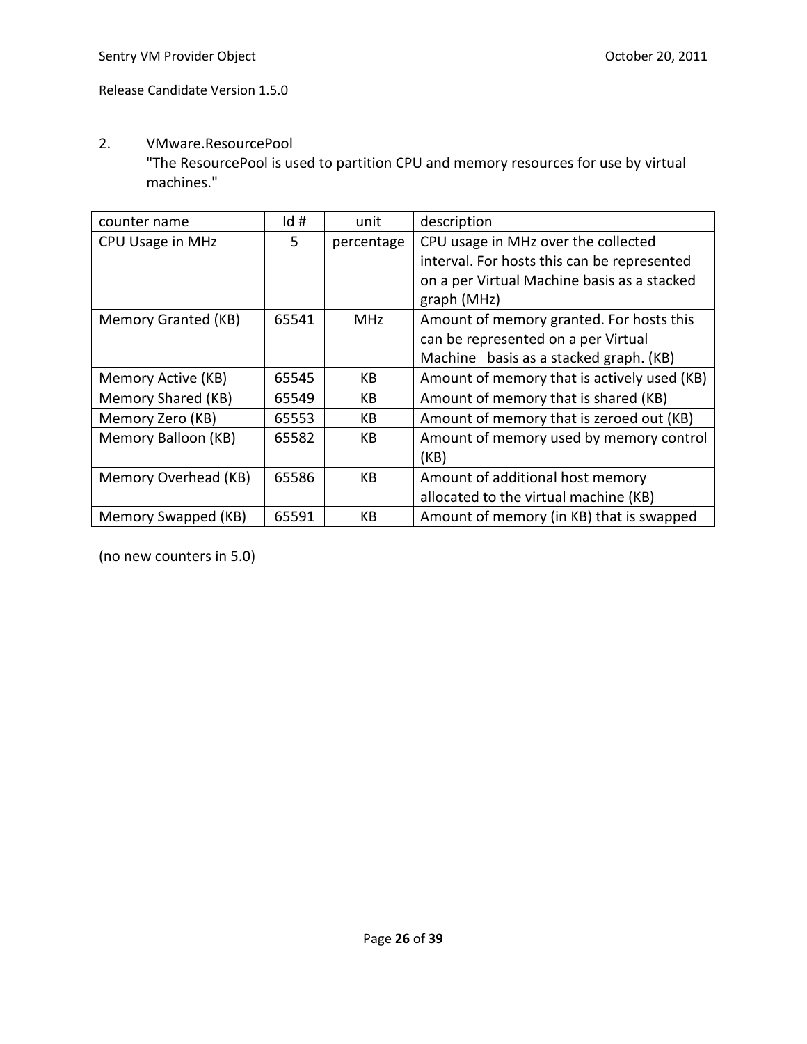2. VMware.ResourcePool

"The ResourcePool is used to partition CPU and memory resources for use by virtual machines."

| counter name | Id # | unit | description |
|---|---|---|---|
| CPU Usage in MHz | 5 | percentage | CPU usage in MHz over the collected interval. For hosts this can be represented on a per Virtual Machine basis as a stacked graph (MHz) |
| Memory Granted (KB) | 65541 | MHz | Amount of memory granted. For hosts this can be represented on a per Virtual Machine basis as a stacked graph. (KB) |
| Memory Active (KB) | 65545 | KB | Amount of memory that is actively used (KB) |
| Memory Shared (KB) | 65549 | KB | Amount of memory that is shared (KB) |
| Memory Zero (KB) | 65553 | KB | Amount of memory that is zeroed out (KB) |
| Memory Balloon (KB) | 65582 | KB | Amount of memory used by memory control (KB) |
| Memory Overhead (KB) | 65586 | KB | Amount of additional host memory allocated to the virtual machine (KB) |
| Memory Swapped (KB) | 65591 | KB | Amount of memory (in KB) that is swapped |

(no new counters in 5.0)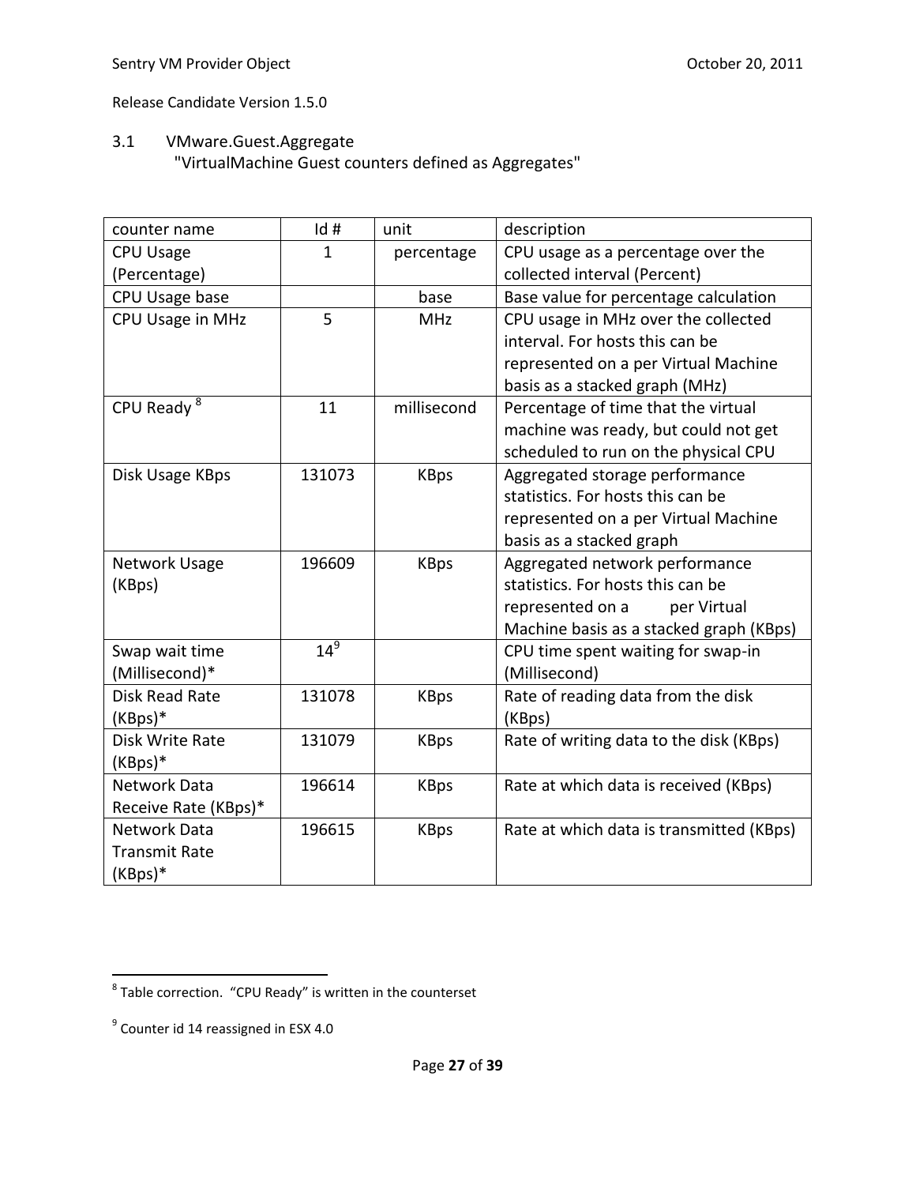## 3.1 VMware.Guest.Aggregate

"VirtualMachine Guest counters defined as Aggregates"

| counter name | Id # | unit | description |
|---|---|---|---|
| CPU Usage (Percentage) | 1 | percentage | CPU usage as a percentage over the collected interval (Percent) |
| CPU Usage base | | base | Base value for percentage calculation |
| CPU Usage in MHz | 5 | MHz | CPU usage in MHz over the collected interval. For hosts this can be represented on a per Virtual Machine basis as a stacked graph (MHz) |
| CPU Ready [8] | 11 | millisecond | Percentage of time that the virtual machine was ready, but could not get scheduled to run on the physical CPU |
| Disk Usage KBps | 131073 | KBps | Aggregated storage performance statistics. For hosts this can be represented on a per Virtual Machine basis as a stacked graph |
| Network Usage (KBps) | 196609 | KBps | Aggregated network performance statistics. For hosts this can be represented on a per Virtual Machine basis as a stacked graph (KBps) |
| Swap wait time (Millisecond)* | 14[9] | | CPU time spent waiting for swap-in (Millisecond) |
| Disk Read Rate (KBps)* | 131078 | KBps | Rate of reading data from the disk (KBps) |
| Disk Write Rate (KBps)* | 131079 | KBps | Rate of writing data to the disk (KBps) |
| Network Data Receive Rate (KBps)* | 196614 | KBps | Rate at which data is received (KBps) |
| Network Data Transmit Rate (KBps)* | 196615 | KBps | Rate at which data is transmitted (KBps) |

[8] Table correction. "CPU Ready" is written in the counterset

[9] Counter id 14 reassigned in ESX 4.0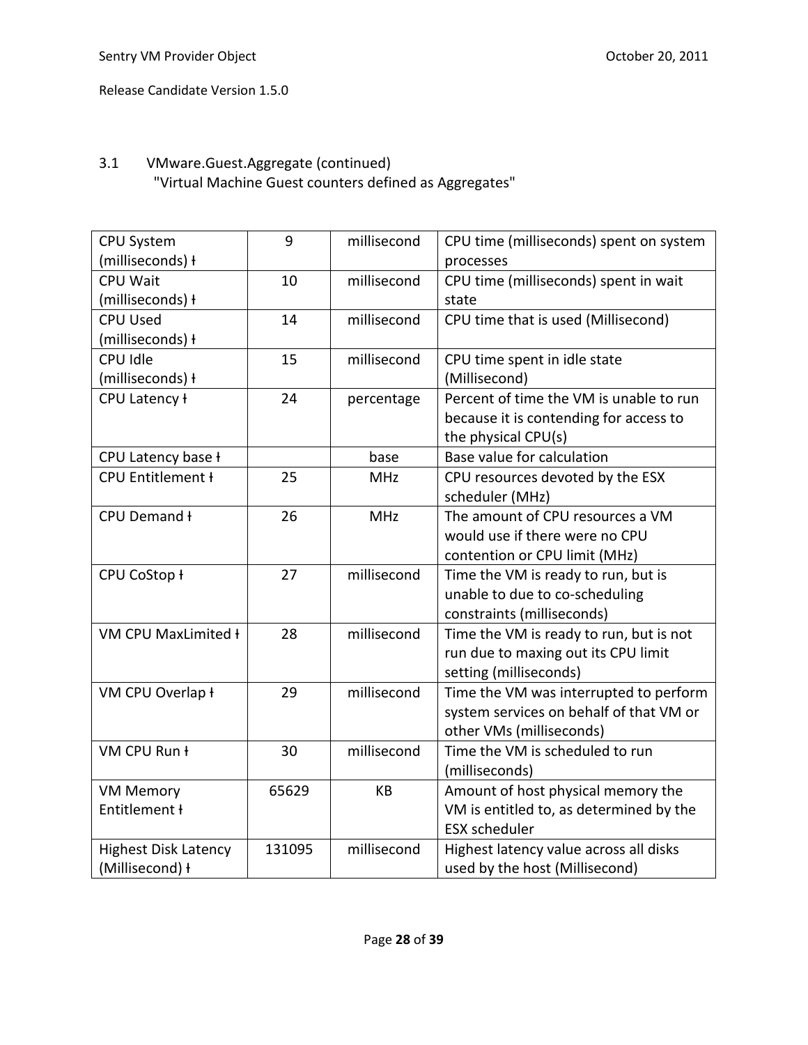## 3.1 VMware.Guest.Aggregate (continued)

"Virtual Machine Guest counters defined as Aggregates"

| | | | |
|---|---|---|---|
| CPU System (milliseconds) ƚ | 9 | millisecond | CPU time (milliseconds) spent on system processes |
| CPU Wait (milliseconds) ƚ | 10 | millisecond | CPU time (milliseconds) spent in wait state |
| CPU Used (milliseconds) ƚ | 14 | millisecond | CPU time that is used (Millisecond) |
| CPU Idle (milliseconds) ƚ | 15 | millisecond | CPU time spent in idle state (Millisecond) |
| CPU Latency ƚ | 24 | percentage | Percent of time the VM is unable to run because it is contending for access to the physical CPU(s) |
| CPU Latency base ƚ | | base | Base value for calculation |
| CPU Entitlement ƚ | 25 | MHz | CPU resources devoted by the ESX scheduler (MHz) |
| CPU Demand ƚ | 26 | MHz | The amount of CPU resources a VM would use if there were no CPU contention or CPU limit (MHz) |
| CPU CoStop ƚ | 27 | millisecond | Time the VM is ready to run, but is unable to due to co-scheduling constraints (milliseconds) |
| VM CPU MaxLimited ƚ | 28 | millisecond | Time the VM is ready to run, but is not run due to maxing out its CPU limit setting (milliseconds) |
| VM CPU Overlap ƚ | 29 | millisecond | Time the VM was interrupted to perform system services on behalf of that VM or other VMs (milliseconds) |
| VM CPU Run ƚ | 30 | millisecond | Time the VM is scheduled to run (milliseconds) |
| VM Memory Entitlement ƚ | 65629 | KB | Amount of host physical memory the VM is entitled to, as determined by the ESX scheduler |
| Highest Disk Latency (Millisecond) ƚ | 131095 | millisecond | Highest latency value across all disks used by the host (Millisecond) |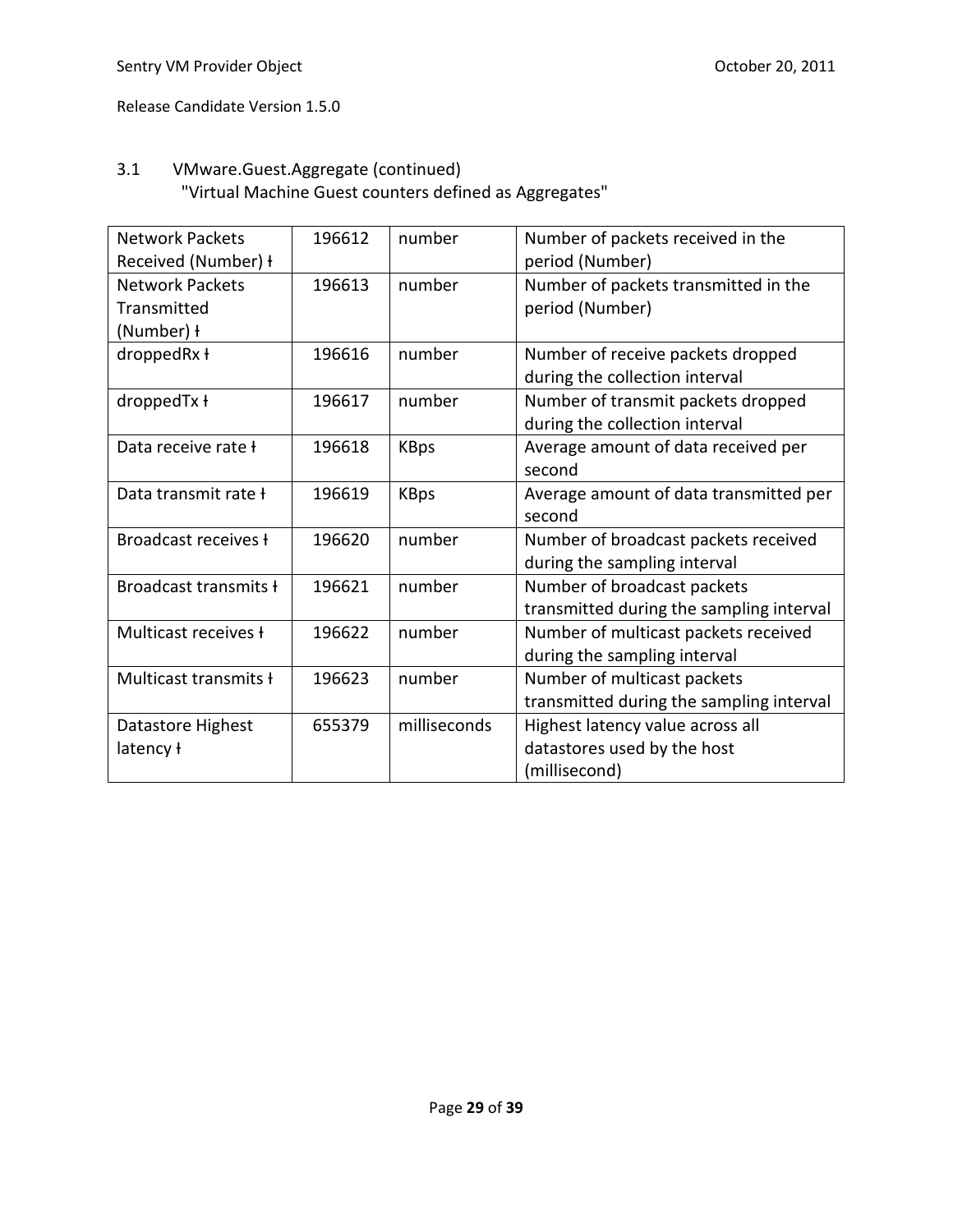Release Candidate Version 1.5.0

## 3.1 VMware.Guest.Aggregate (continued)

"Virtual Machine Guest counters defined as Aggregates"

| | | | |
|---|---|---|---|
| Network Packets Received (Number) ƚ | 196612 | number | Number of packets received in the period (Number) |
| Network Packets Transmitted (Number) ƚ | 196613 | number | Number of packets transmitted in the period (Number) |
| droppedRx ƚ | 196616 | number | Number of receive packets dropped during the collection interval |
| droppedTx ƚ | 196617 | number | Number of transmit packets dropped during the collection interval |
| Data receive rate ƚ | 196618 | KBps | Average amount of data received per second |
| Data transmit rate ƚ | 196619 | KBps | Average amount of data transmitted per second |
| Broadcast receives ƚ | 196620 | number | Number of broadcast packets received during the sampling interval |
| Broadcast transmits ƚ | 196621 | number | Number of broadcast packets transmitted during the sampling interval |
| Multicast receives ƚ | 196622 | number | Number of multicast packets received during the sampling interval |
| Multicast transmits ƚ | 196623 | number | Number of multicast packets transmitted during the sampling interval |
| Datastore Highest latency ƚ | 655379 | milliseconds | Highest latency value across all datastores used by the host (millisecond) |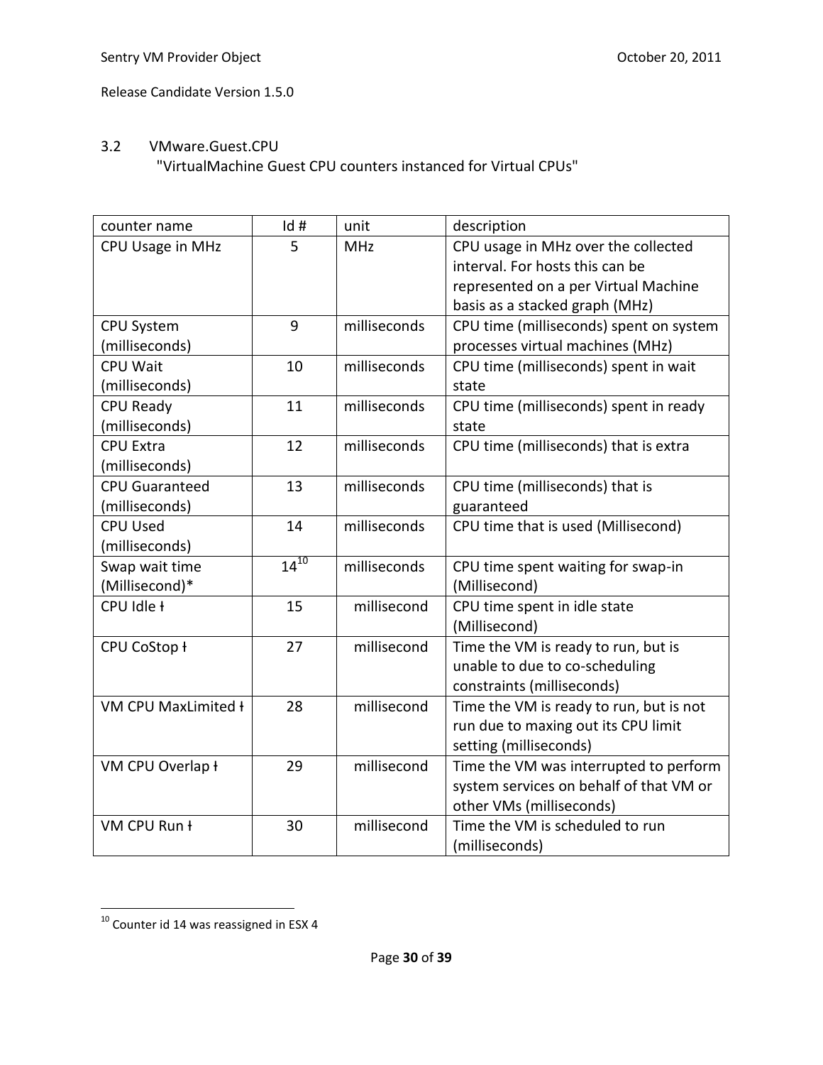### 3.2 VMware.Guest.CPU

"VirtualMachine Guest CPU counters instanced for Virtual CPUs"

| counter name | Id # | unit | description |
|---|---|---|---|
| CPU Usage in MHz | 5 | MHz | CPU usage in MHz over the collected interval. For hosts this can be represented on a per Virtual Machine basis as a stacked graph (MHz) |
| CPU System (milliseconds) | 9 | milliseconds | CPU time (milliseconds) spent on system processes virtual machines (MHz) |
| CPU Wait (milliseconds) | 10 | milliseconds | CPU time (milliseconds) spent in wait state |
| CPU Ready (milliseconds) | 11 | milliseconds | CPU time (milliseconds) spent in ready state |
| CPU Extra (milliseconds) | 12 | milliseconds | CPU time (milliseconds) that is extra |
| CPU Guaranteed (milliseconds) | 13 | milliseconds | CPU time (milliseconds) that is guaranteed |
| CPU Used (milliseconds) | 14 | milliseconds | CPU time that is used (Millisecond) |
| Swap wait time (Millisecond)* | 14[10] | milliseconds | CPU time spent waiting for swap-in (Millisecond) |
| CPU Idle ƚ | 15 | millisecond | CPU time spent in idle state (Millisecond) |
| CPU CoStop ƚ | 27 | millisecond | Time the VM is ready to run, but is unable to due to co-scheduling constraints (milliseconds) |
| VM CPU MaxLimited ƚ | 28 | millisecond | Time the VM is ready to run, but is not run due to maxing out its CPU limit setting (milliseconds) |
| VM CPU Overlap ƚ | 29 | millisecond | Time the VM was interrupted to perform system services on behalf of that VM or other VMs (milliseconds) |
| VM CPU Run ƚ | 30 | millisecond | Time the VM is scheduled to run (milliseconds) |

[10] Counter id 14 was reassigned in ESX 4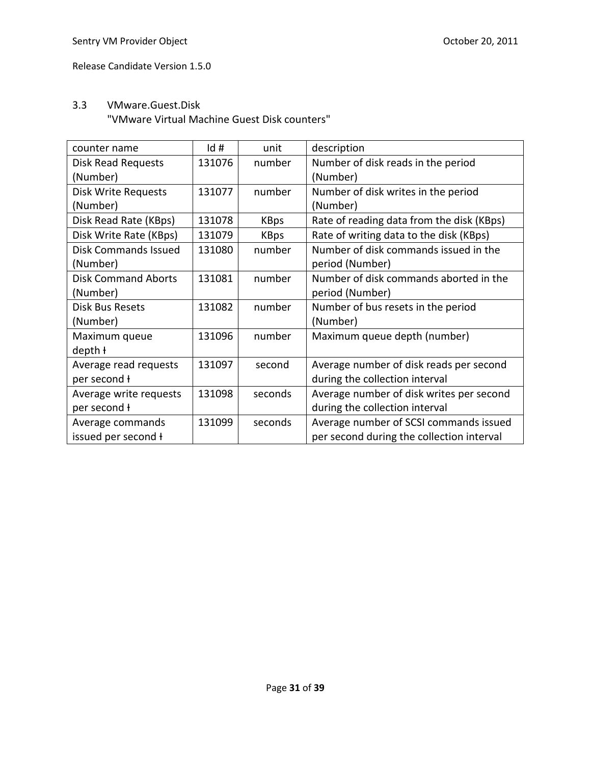### 3.3 VMware.Guest.Disk

"VMware Virtual Machine Guest Disk counters"

| counter name | Id # | unit | description |
|---|---|---|---|
| Disk Read Requests (Number) | 131076 | number | Number of disk reads in the period (Number) |
| Disk Write Requests (Number) | 131077 | number | Number of disk writes in the period (Number) |
| Disk Read Rate (KBps) | 131078 | KBps | Rate of reading data from the disk (KBps) |
| Disk Write Rate (KBps) | 131079 | KBps | Rate of writing data to the disk (KBps) |
| Disk Commands Issued (Number) | 131080 | number | Number of disk commands issued in the period (Number) |
| Disk Command Aborts (Number) | 131081 | number | Number of disk commands aborted in the period (Number) |
| Disk Bus Resets (Number) | 131082 | number | Number of bus resets in the period (Number) |
| Maximum queue depth ł | 131096 | number | Maximum queue depth (number) |
| Average read requests per second ł | 131097 | second | Average number of disk reads per second during the collection interval |
| Average write requests per second ł | 131098 | seconds | Average number of disk writes per second during the collection interval |
| Average commands issued per second ł | 131099 | seconds | Average number of SCSI commands issued per second during the collection interval |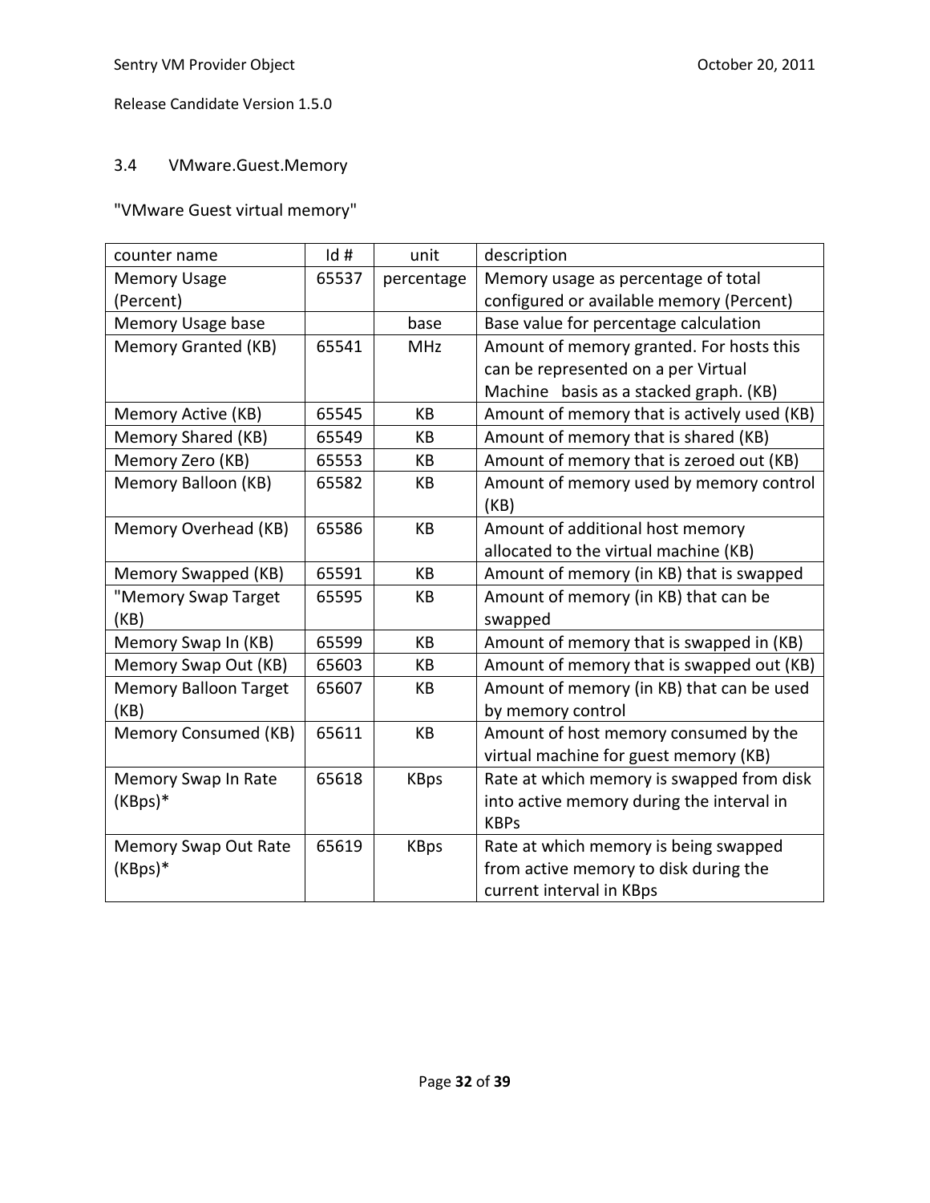### 3.4 VMware.Guest.Memory

"VMware Guest virtual memory"

| counter name | Id # | unit | description |
|---|---|---|---|
| Memory Usage (Percent) | 65537 | percentage | Memory usage as percentage of total configured or available memory (Percent) |
| Memory Usage base | | base | Base value for percentage calculation |
| Memory Granted (KB) | 65541 | MHz | Amount of memory granted. For hosts this can be represented on a per Virtual Machine basis as a stacked graph. (KB) |
| Memory Active (KB) | 65545 | KB | Amount of memory that is actively used (KB) |
| Memory Shared (KB) | 65549 | KB | Amount of memory that is shared (KB) |
| Memory Zero (KB) | 65553 | KB | Amount of memory that is zeroed out (KB) |
| Memory Balloon (KB) | 65582 | KB | Amount of memory used by memory control (KB) |
| Memory Overhead (KB) | 65586 | KB | Amount of additional host memory allocated to the virtual machine (KB) |
| Memory Swapped (KB) | 65591 | KB | Amount of memory (in KB) that is swapped |
| "Memory Swap Target (KB) | 65595 | KB | Amount of memory (in KB) that can be swapped |
| Memory Swap In (KB) | 65599 | KB | Amount of memory that is swapped in (KB) |
| Memory Swap Out (KB) | 65603 | KB | Amount of memory that is swapped out (KB) |
| Memory Balloon Target (KB) | 65607 | KB | Amount of memory (in KB) that can be used by memory control |
| Memory Consumed (KB) | 65611 | KB | Amount of host memory consumed by the virtual machine for guest memory (KB) |
| Memory Swap In Rate (KBps)* | 65618 | KBps | Rate at which memory is swapped from disk into active memory during the interval in KBPs |
| Memory Swap Out Rate (KBps)* | 65619 | KBps | Rate at which memory is being swapped from active memory to disk during the current interval in KBps |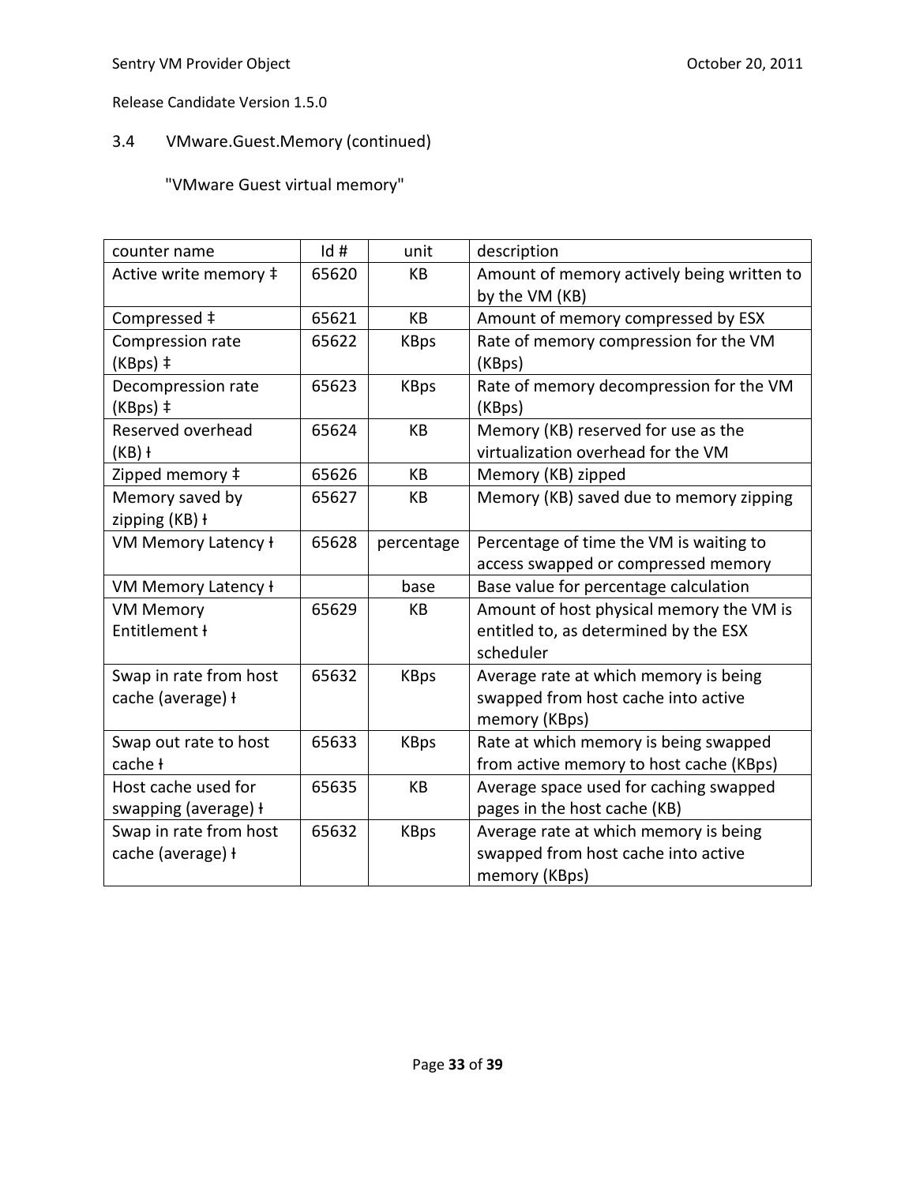## 3.4 VMware.Guest.Memory (continued)

"VMware Guest virtual memory"

| counter name | Id # | unit | description |
|---|---|---|---|
| Active write memory ‡ | 65620 | KB | Amount of memory actively being written to by the VM (KB) |
| Compressed ‡ | 65621 | KB | Amount of memory compressed by ESX |
| Compression rate (KBps) ‡ | 65622 | KBps | Rate of memory compression for the VM (KBps) |
| Decompression rate (KBps) ‡ | 65623 | KBps | Rate of memory decompression for the VM (KBps) |
| Reserved overhead (KB) ł | 65624 | KB | Memory (KB) reserved for use as the virtualization overhead for the VM |
| Zipped memory ‡ | 65626 | KB | Memory (KB) zipped |
| Memory saved by zipping (KB) ł | 65627 | KB | Memory (KB) saved due to memory zipping |
| VM Memory Latency ł | 65628 | percentage | Percentage of time the VM is waiting to access swapped or compressed memory |
| VM Memory Latency ł | | base | Base value for percentage calculation |
| VM Memory Entitlement ł | 65629 | KB | Amount of host physical memory the VM is entitled to, as determined by the ESX scheduler |
| Swap in rate from host cache (average) ł | 65632 | KBps | Average rate at which memory is being swapped from host cache into active memory (KBps) |
| Swap out rate to host cache ł | 65633 | KBps | Rate at which memory is being swapped from active memory to host cache (KBps) |
| Host cache used for swapping (average) ł | 65635 | KB | Average space used for caching swapped pages in the host cache (KB) |
| Swap in rate from host cache (average) ł | 65632 | KBps | Average rate at which memory is being swapped from host cache into active memory (KBps) |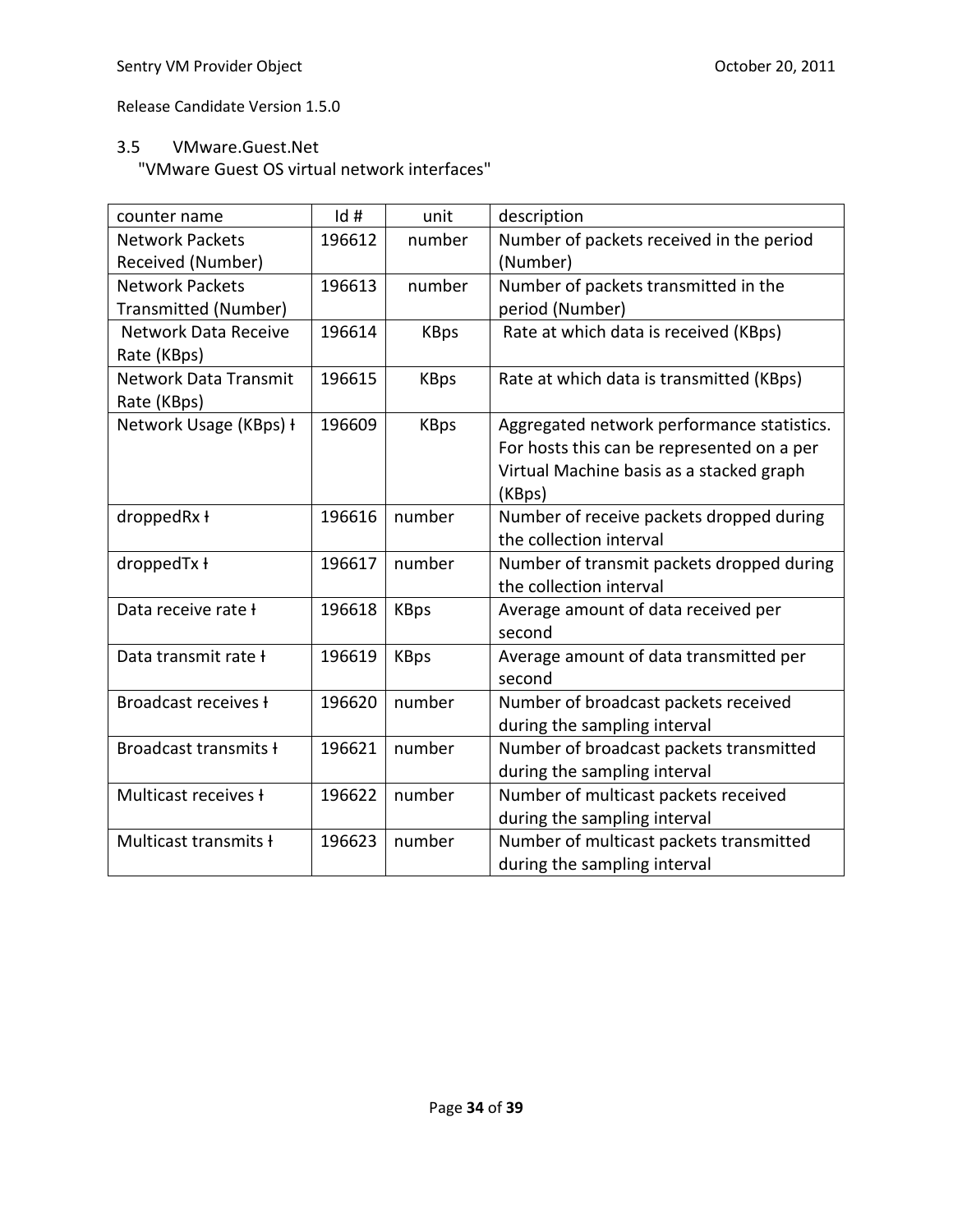## 3.5 VMware.Guest.Net

"VMware Guest OS virtual network interfaces"

| counter name | Id # | unit | description |
|---|---|---|---|
| Network Packets Received (Number) | 196612 | number | Number of packets received in the period (Number) |
| Network Packets Transmitted (Number) | 196613 | number | Number of packets transmitted in the period (Number) |
| Network Data Receive Rate (KBps) | 196614 | KBps | Rate at which data is received (KBps) |
| Network Data Transmit Rate (KBps) | 196615 | KBps | Rate at which data is transmitted (KBps) |
| Network Usage (KBps) ł | 196609 | KBps | Aggregated network performance statistics. For hosts this can be represented on a per Virtual Machine basis as a stacked graph (KBps) |
| droppedRx ł | 196616 | number | Number of receive packets dropped during the collection interval |
| droppedTx ł | 196617 | number | Number of transmit packets dropped during the collection interval |
| Data receive rate ł | 196618 | KBps | Average amount of data received per second |
| Data transmit rate ł | 196619 | KBps | Average amount of data transmitted per second |
| Broadcast receives ł | 196620 | number | Number of broadcast packets received during the sampling interval |
| Broadcast transmits ł | 196621 | number | Number of broadcast packets transmitted during the sampling interval |
| Multicast receives ł | 196622 | number | Number of multicast packets received during the sampling interval |
| Multicast transmits ł | 196623 | number | Number of multicast packets transmitted during the sampling interval |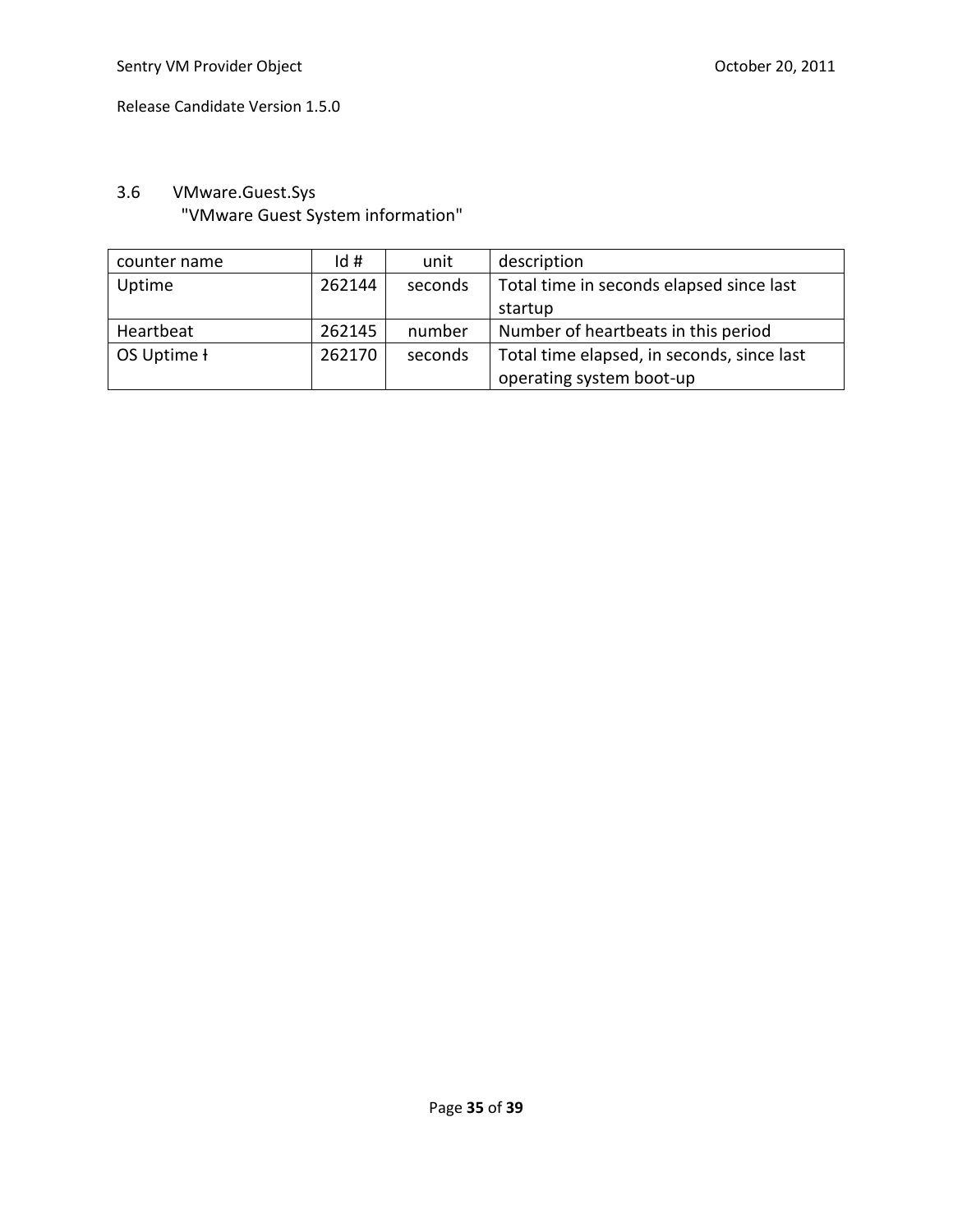## 3.6 VMware.Guest.Sys

"VMware Guest System information"

| counter name | Id # | unit | description |
| --- | --- | --- | --- |
| Uptime | 262144 | seconds | Total time in seconds elapsed since last startup |
| Heartbeat | 262145 | number | Number of heartbeats in this period |
| OS Uptime ł | 262170 | seconds | Total time elapsed, in seconds, since last operating system boot-up |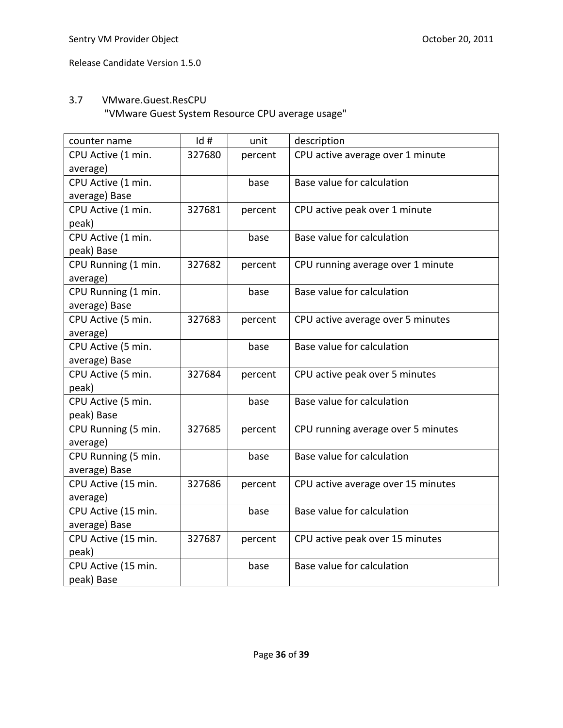## 3.7 VMware.Guest.ResCPU

"VMware Guest System Resource CPU average usage"

| counter name | Id # | unit | description |
|---|---|---|---|
| CPU Active (1 min. average) | 327680 | percent | CPU active average over 1 minute |
| CPU Active (1 min. average) Base | | base | Base value for calculation |
| CPU Active (1 min. peak) | 327681 | percent | CPU active peak over 1 minute |
| CPU Active (1 min. peak) Base | | base | Base value for calculation |
| CPU Running (1 min. average) | 327682 | percent | CPU running average over 1 minute |
| CPU Running (1 min. average) Base | | base | Base value for calculation |
| CPU Active (5 min. average) | 327683 | percent | CPU active average over 5 minutes |
| CPU Active (5 min. average) Base | | base | Base value for calculation |
| CPU Active (5 min. peak) | 327684 | percent | CPU active peak over 5 minutes |
| CPU Active (5 min. peak) Base | | base | Base value for calculation |
| CPU Running (5 min. average) | 327685 | percent | CPU running average over 5 minutes |
| CPU Running (5 min. average) Base | | base | Base value for calculation |
| CPU Active (15 min. average) | 327686 | percent | CPU active average over 15 minutes |
| CPU Active (15 min. average) Base | | base | Base value for calculation |
| CPU Active (15 min. peak) | 327687 | percent | CPU active peak over 15 minutes |
| CPU Active (15 min. peak) Base | | base | Base value for calculation |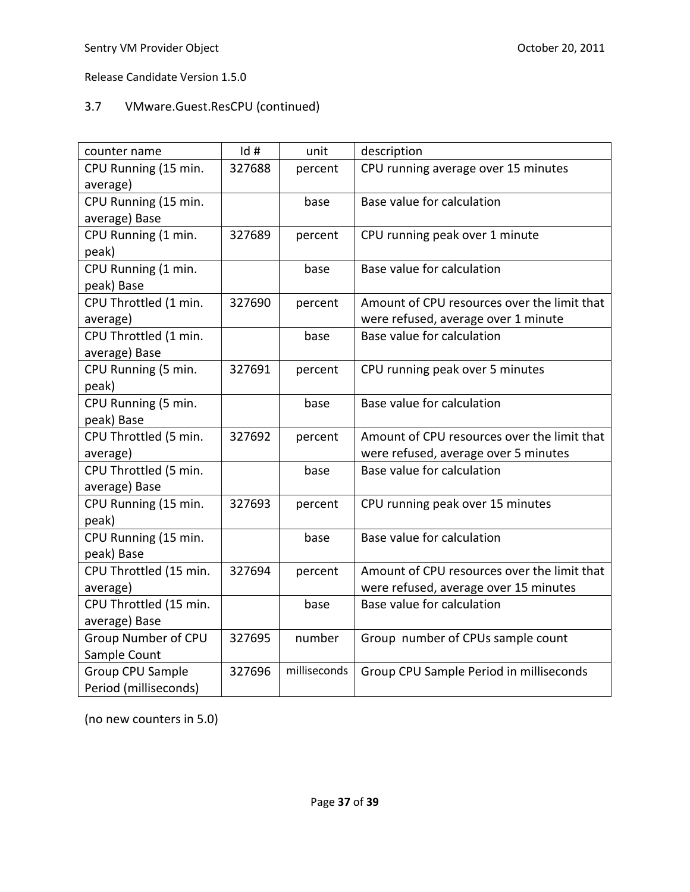Release Candidate Version 1.5.0

### 3.7 VMware.Guest.ResCPU (continued)

| counter name | Id # | unit | description |
|---|---|---|---|
| CPU Running (15 min. average) | 327688 | percent | CPU running average over 15 minutes |
| CPU Running (15 min. average) Base | | base | Base value for calculation |
| CPU Running (1 min. peak) | 327689 | percent | CPU running peak over 1 minute |
| CPU Running (1 min. peak) Base | | base | Base value for calculation |
| CPU Throttled (1 min. average) | 327690 | percent | Amount of CPU resources over the limit that were refused, average over 1 minute |
| CPU Throttled (1 min. average) Base | | base | Base value for calculation |
| CPU Running (5 min. peak) | 327691 | percent | CPU running peak over 5 minutes |
| CPU Running (5 min. peak) Base | | base | Base value for calculation |
| CPU Throttled (5 min. average) | 327692 | percent | Amount of CPU resources over the limit that were refused, average over 5 minutes |
| CPU Throttled (5 min. average) Base | | base | Base value for calculation |
| CPU Running (15 min. peak) | 327693 | percent | CPU running peak over 15 minutes |
| CPU Running (15 min. peak) Base | | base | Base value for calculation |
| CPU Throttled (15 min. average) | 327694 | percent | Amount of CPU resources over the limit that were refused, average over 15 minutes |
| CPU Throttled (15 min. average) Base | | base | Base value for calculation |
| Group Number of CPU Sample Count | 327695 | number | Group number of CPUs sample count |
| Group CPU Sample Period (milliseconds) | 327696 | milliseconds | Group CPU Sample Period in milliseconds |

(no new counters in 5.0)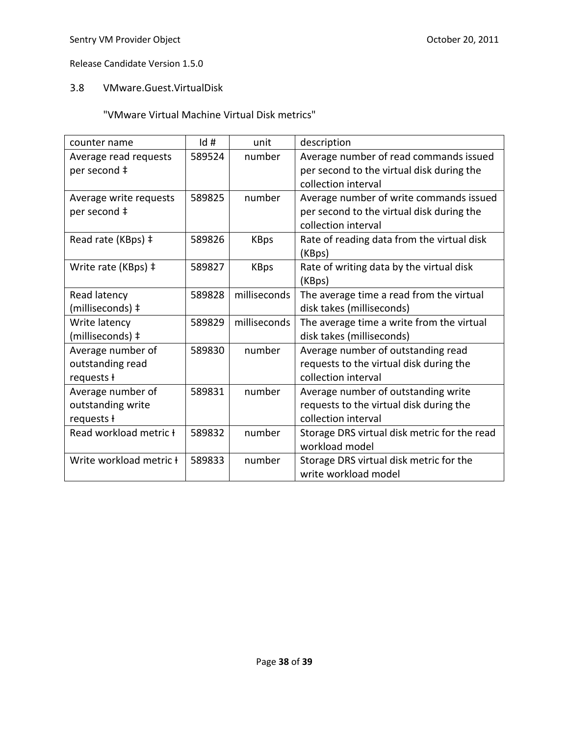### 3.8 VMware.Guest.VirtualDisk

"VMware Virtual Machine Virtual Disk metrics"

| counter name | Id # | unit | description |
|---|---|---|---|
| Average read requests per second ‡ | 589524 | number | Average number of read commands issued per second to the virtual disk during the collection interval |
| Average write requests per second ‡ | 589825 | number | Average number of write commands issued per second to the virtual disk during the collection interval |
| Read rate (KBps) ‡ | 589826 | KBps | Rate of reading data from the virtual disk (KBps) |
| Write rate (KBps) ‡ | 589827 | KBps | Rate of writing data by the virtual disk (KBps) |
| Read latency (milliseconds) ‡ | 589828 | milliseconds | The average time a read from the virtual disk takes (milliseconds) |
| Write latency (milliseconds) ‡ | 589829 | milliseconds | The average time a write from the virtual disk takes (milliseconds) |
| Average number of outstanding read requests ƚ | 589830 | number | Average number of outstanding read requests to the virtual disk during the collection interval |
| Average number of outstanding write requests ƚ | 589831 | number | Average number of outstanding write requests to the virtual disk during the collection interval |
| Read workload metric ƚ | 589832 | number | Storage DRS virtual disk metric for the read workload model |
| Write workload metric ƚ | 589833 | number | Storage DRS virtual disk metric for the write workload model |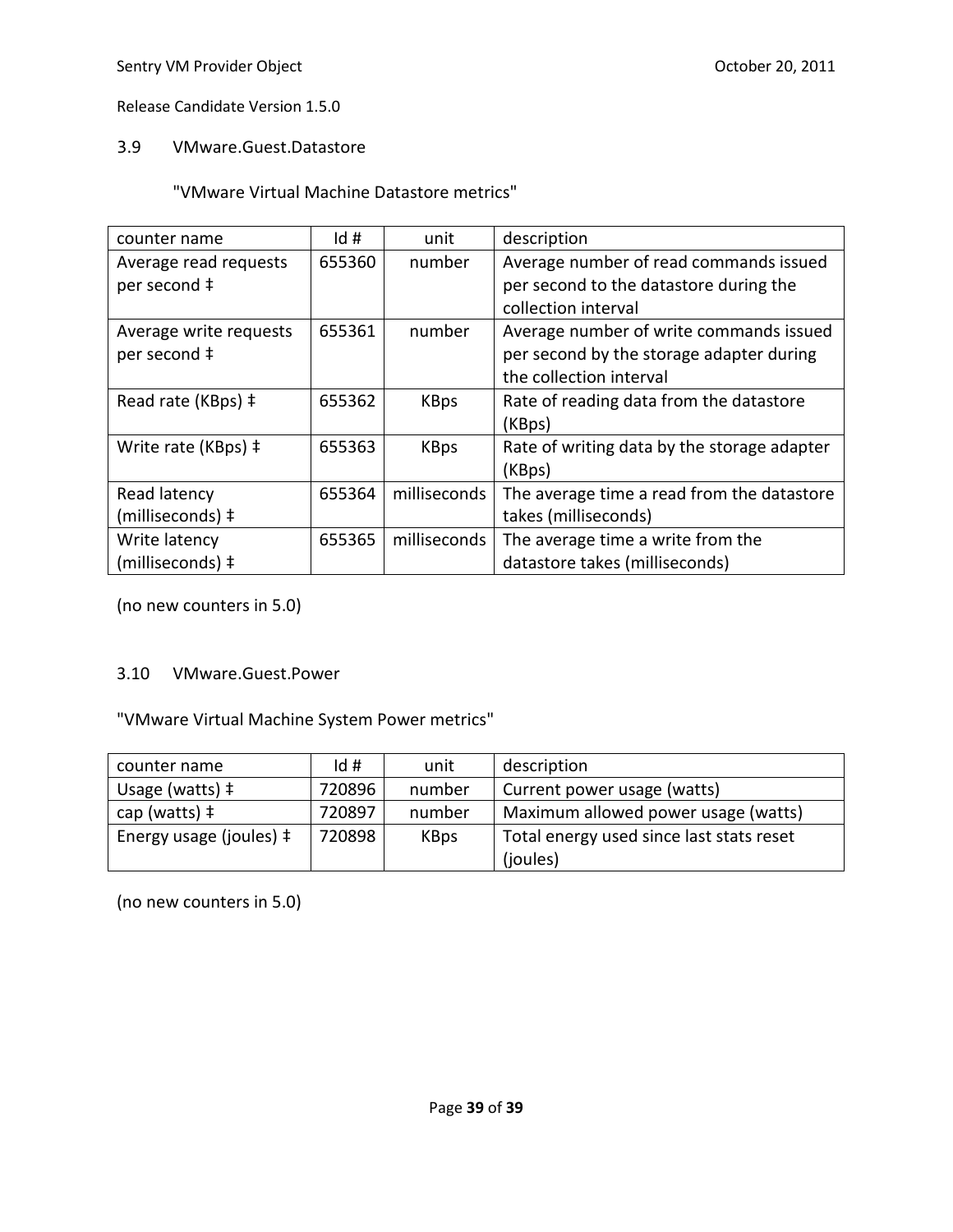### 3.9 VMware.Guest.Datastore

"VMware Virtual Machine Datastore metrics"

| counter name | Id # | unit | description |
|---|---|---|---|
| Average read requests per second ‡ | 655360 | number | Average number of read commands issued per second to the datastore during the collection interval |
| Average write requests per second ‡ | 655361 | number | Average number of write commands issued per second by the storage adapter during the collection interval |
| Read rate (KBps) ‡ | 655362 | KBps | Rate of reading data from the datastore (KBps) |
| Write rate (KBps) ‡ | 655363 | KBps | Rate of writing data by the storage adapter (KBps) |
| Read latency (milliseconds) ‡ | 655364 | milliseconds | The average time a read from the datastore takes (milliseconds) |
| Write latency (milliseconds) ‡ | 655365 | milliseconds | The average time a write from the datastore takes (milliseconds) |

(no new counters in 5.0)

### 3.10 VMware.Guest.Power

"VMware Virtual Machine System Power metrics"

| counter name | Id # | unit | description |
|---|---|---|---|
| Usage (watts) ‡ | 720896 | number | Current power usage (watts) |
| cap (watts) ‡ | 720897 | number | Maximum allowed power usage (watts) |
| Energy usage (joules) ‡ | 720898 | KBps | Total energy used since last stats reset (joules) |

(no new counters in 5.0)